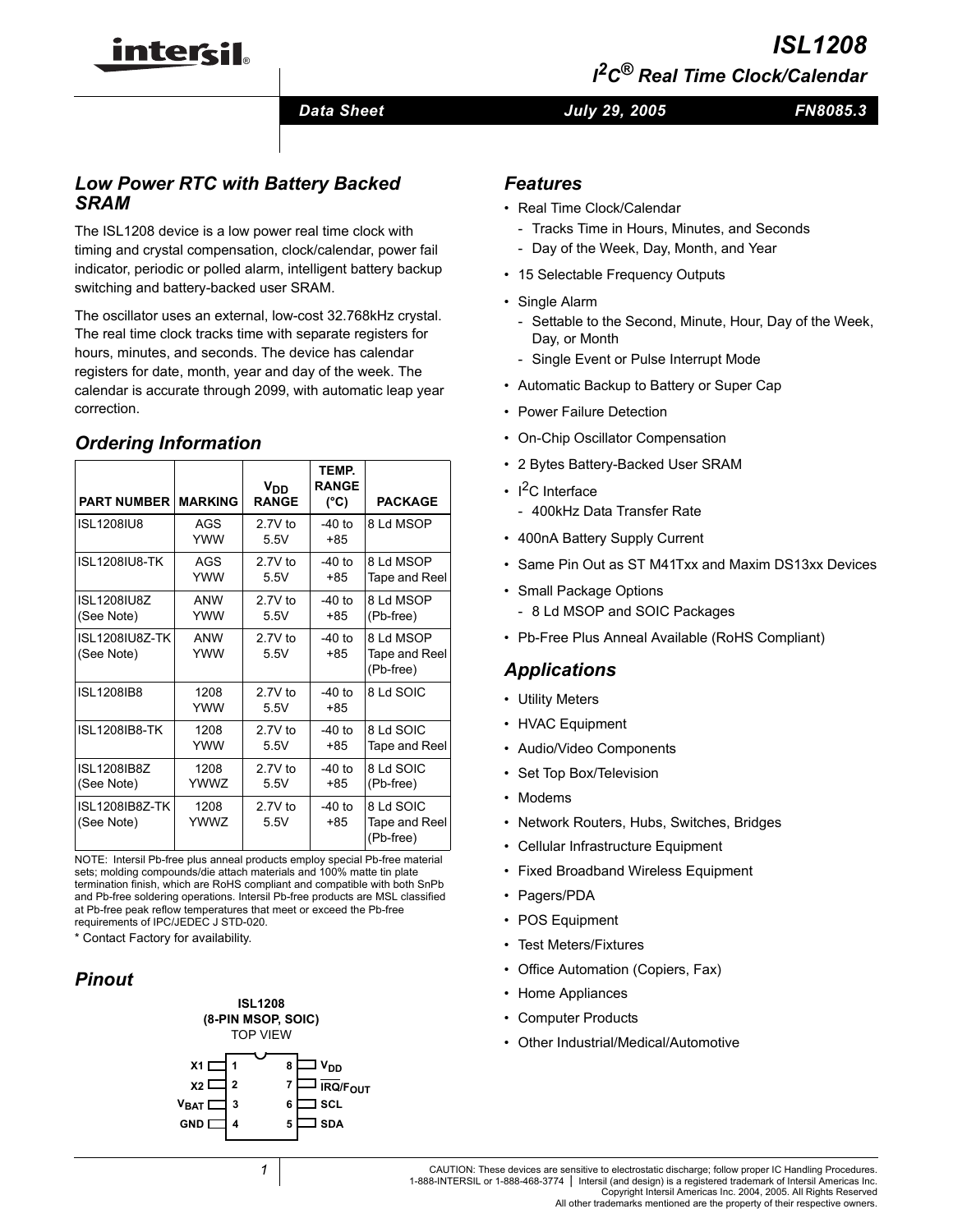# ISL1208

## I²C® Real Time Clock/Calendar

Data Sheet — July 29, 2005 — FN8085.3

## Low Power RTC with Battery Backed SRAM

The ISL1208 device is a low power real time clock with timing and crystal compensation, clock/calendar, power fail indicator, periodic or polled alarm, intelligent battery backup switching and battery-backed user SRAM.

The oscillator uses an external, low-cost 32.768kHz crystal. The real time clock tracks time with separate registers for hours, minutes, and seconds. The device has calendar registers for date, month, year and day of the week. The calendar is accurate through 2099, with automatic leap year correction.

## Ordering Information

| PART NUMBER | MARKING | $V_{DD}$ RANGE | TEMP. RANGE (°C) | PACKAGE |
|---|---|---|---|---|
| ISL1208IU8 | AGS YWW | 2.7V to 5.5V | -40 to +85 | 8 Ld MSOP |
| ISL1208IU8-TK | AGS YWW | 2.7V to 5.5V | -40 to +85 | 8 Ld MSOP Tape and Reel |
| ISL1208IU8Z (See Note) | ANW YWW | 2.7V to 5.5V | -40 to +85 | 8 Ld MSOP (Pb-free) |
| ISL1208IU8Z-TK (See Note) | ANW YWW | 2.7V to 5.5V | -40 to +85 | 8 Ld MSOP Tape and Reel (Pb-free) |
| ISL1208IB8 | 1208 YWW | 2.7V to 5.5V | -40 to +85 | 8 Ld SOIC |
| ISL1208IB8-TK | 1208 YWW | 2.7V to 5.5V | -40 to +85 | 8 Ld SOIC Tape and Reel |
| ISL1208IB8Z (See Note) | 1208 YWWZ | 2.7V to 5.5V | -40 to +85 | 8 Ld SOIC (Pb-free) |
| ISL1208IB8Z-TK (See Note) | 1208 YWWZ | 2.7V to 5.5V | -40 to +85 | 8 Ld SOIC Tape and Reel (Pb-free) |

NOTE: Intersil Pb-free plus anneal products employ special Pb-free material sets; molding compounds/die attach materials and 100% matte tin plate termination finish, which are RoHS compliant and compatible with both SnPb and Pb-free soldering operations. Intersil Pb-free products are MSL classified at Pb-free peak reflow temperatures that meet or exceed the Pb-free requirements of IPC/JEDEC J STD-020.

* Contact Factory for availability.

## Pinout

ISL1208 (8-PIN MSOP, SOIC) TOP VIEW

| Pin | Name | Pin | Name |
|---|---|---|---|
| 1 | X1 | 8 | $V_{DD}$ |
| 2 | X2 | 7 | $\overline{IRQ}/F_{OUT}$ |
| 3 | $V_{BAT}$ | 6 | SCL |
| 4 | GND | 5 | SDA |

## Features

- Real Time Clock/Calendar
  - Tracks Time in Hours, Minutes, and Seconds
  - Day of the Week, Day, Month, and Year
- 15 Selectable Frequency Outputs
- Single Alarm
  - Settable to the Second, Minute, Hour, Day of the Week, Day, or Month
  - Single Event or Pulse Interrupt Mode
- Automatic Backup to Battery or Super Cap
- Power Failure Detection
- On-Chip Oscillator Compensation
- 2 Bytes Battery-Backed User SRAM
- I²C Interface
  - 400kHz Data Transfer Rate
- 400nA Battery Supply Current
- Same Pin Out as ST M41Txx and Maxim DS13xx Devices
- Small Package Options
  - 8 Ld MSOP and SOIC Packages
- Pb-Free Plus Anneal Available (RoHS Compliant)

## Applications

- Utility Meters
- HVAC Equipment
- Audio/Video Components
- Set Top Box/Television
- Modems
- Network Routers, Hubs, Switches, Bridges
- Cellular Infrastructure Equipment
- Fixed Broadband Wireless Equipment
- Pagers/PDA
- POS Equipment
- Test Meters/Fixtures
- Office Automation (Copiers, Fax)
- Home Appliances
- Computer Products
- Other Industrial/Medical/Automotive

CAUTION: These devices are sensitive to electrostatic discharge; follow proper IC Handling Procedures.
1-888-INTERSIL or 1-888-468-3774 | Intersil (and design) is a registered trademark of Intersil Americas Inc.
Copyright Intersil Americas Inc. 2004, 2005. All Rights Reserved
All other trademarks mentioned are the property of their respective owners.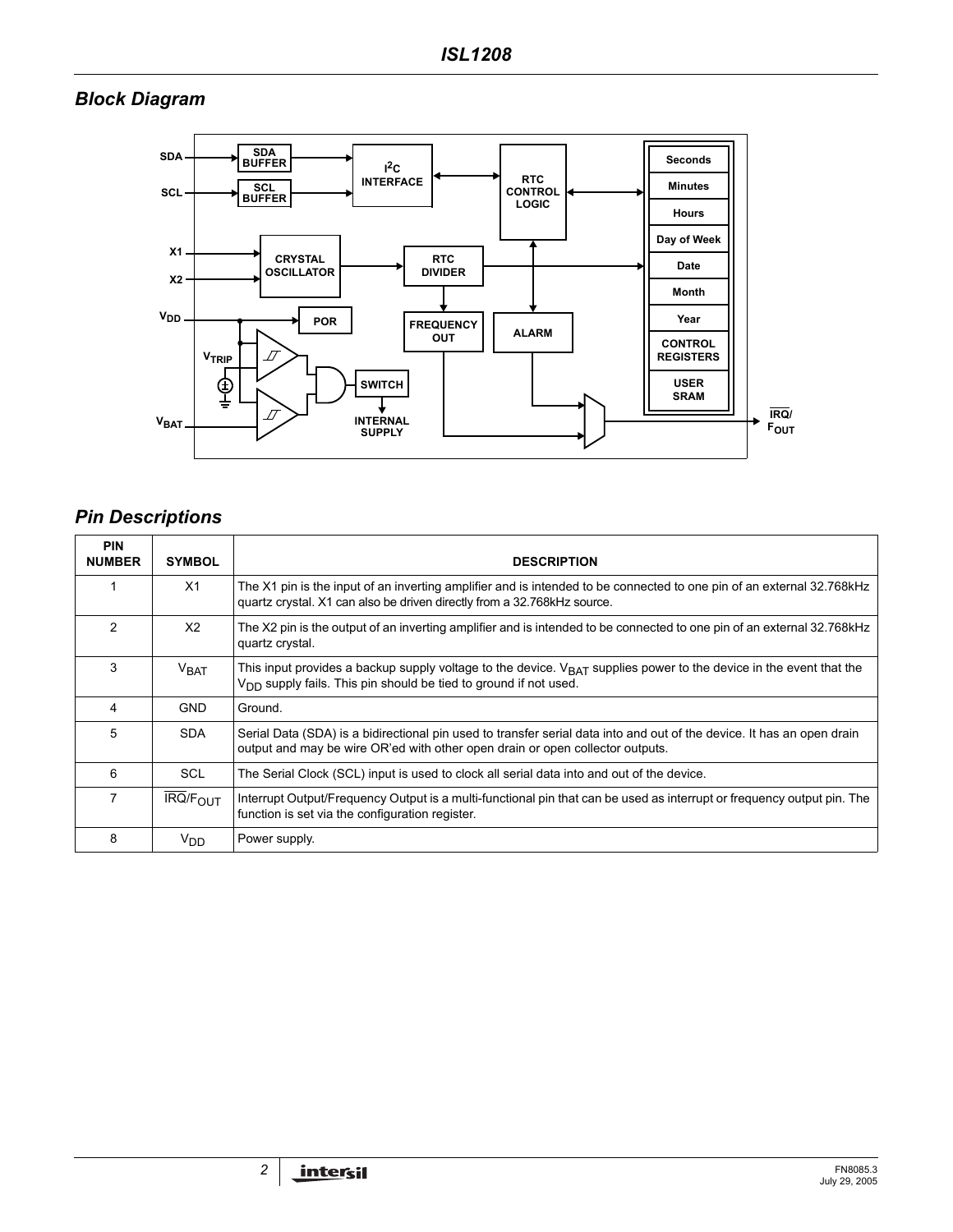## Block Diagram

## Pin Descriptions

| PIN NUMBER | SYMBOL | DESCRIPTION |
|---|---|---|
| 1 | X1 | The X1 pin is the input of an inverting amplifier and is intended to be connected to one pin of an external 32.768kHz quartz crystal. X1 can also be driven directly from a 32.768kHz source. |
| 2 | X2 | The X2 pin is the output of an inverting amplifier and is intended to be connected to one pin of an external 32.768kHz quartz crystal. |
| 3 | $V_{BAT}$ | This input provides a backup supply voltage to the device. $V_{BAT}$ supplies power to the device in the event that the $V_{DD}$ supply fails. This pin should be tied to ground if not used. |
| 4 | GND | Ground. |
| 5 | SDA | Serial Data (SDA) is a bidirectional pin used to transfer serial data into and out of the device. It has an open drain output and may be wire OR'ed with other open drain or open collector outputs. |
| 6 | SCL | The Serial Clock (SCL) input is used to clock all serial data into and out of the device. |
| 7 | $\overline{IRQ}/F_{OUT}$ | Interrupt Output/Frequency Output is a multi-functional pin that can be used as interrupt or frequency output pin. The function is set via the configuration register. |
| 8 | $V_{DD}$ | Power supply. |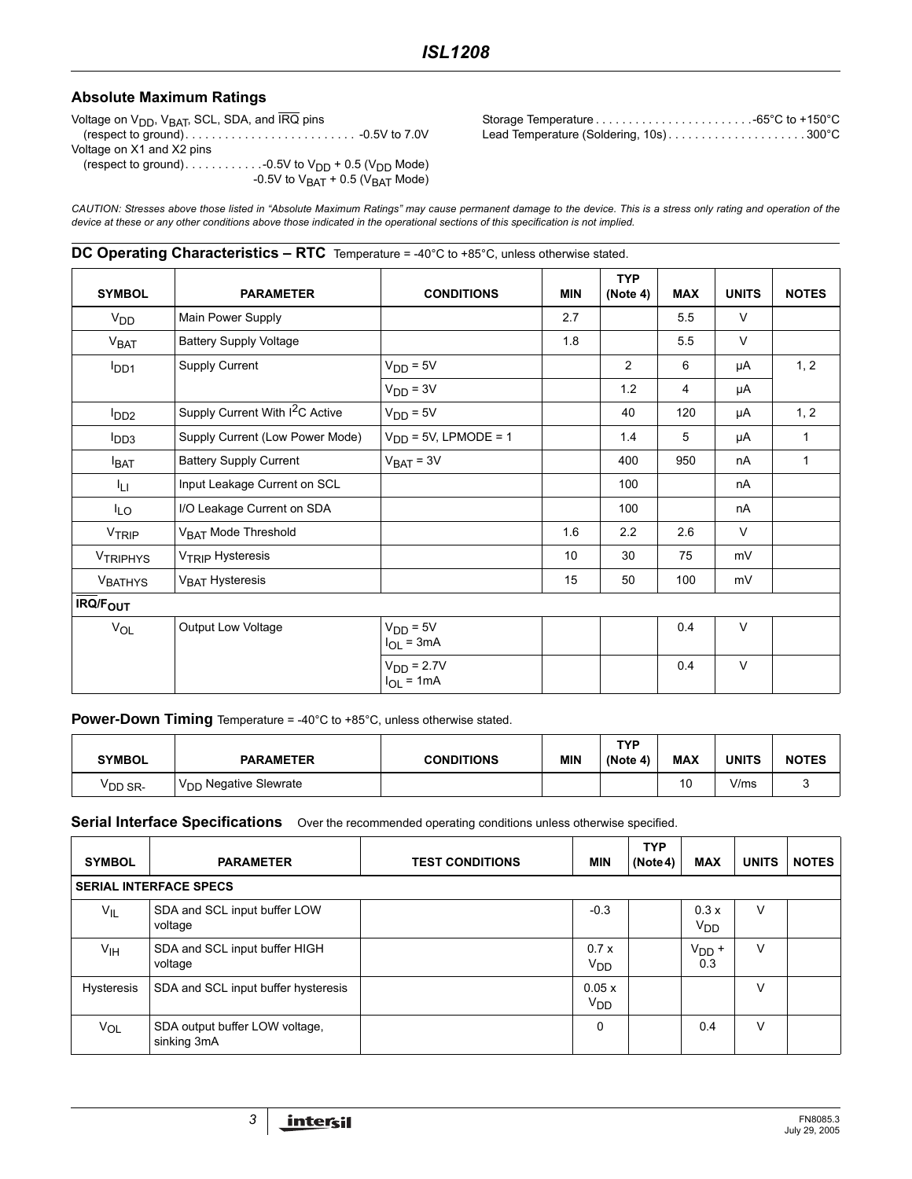## Absolute Maximum Ratings

Voltage on $V_{DD}$, $V_{BAT}$, SCL, SDA, and $\overline{IRQ}$ pins
(respect to ground) . . . . . . . . . . . . . . . . . . . . . . . . . . -0.5V to 7.0V
Voltage on X1 and X2 pins
(respect to ground) . . . . . . . . . . . -0.5V to $V_{DD}$ + 0.5 ($V_{DD}$ Mode)
-0.5V to $V_{BAT}$ + 0.5 ($V_{BAT}$ Mode)

Storage Temperature . . . . . . . . . . . . . . . . . . . . . . . . -65°C to +150°C
Lead Temperature (Soldering, 10s) . . . . . . . . . . . . . . . . . . . . . 300°C

*CAUTION: Stresses above those listed in "Absolute Maximum Ratings" may cause permanent damage to the device. This is a stress only rating and operation of the device at these or any other conditions above those indicated in the operational sections of this specification is not implied.*

### DC Operating Characteristics – RTC

Temperature = -40°C to +85°C, unless otherwise stated.

| SYMBOL | PARAMETER | CONDITIONS | MIN | TYP (Note 4) | MAX | UNITS | NOTES |
|---|---|---|---|---|---|---|---|
| $V_{DD}$ | Main Power Supply | | 2.7 | | 5.5 | V | |
| $V_{BAT}$ | Battery Supply Voltage | | 1.8 | | 5.5 | V | |
| $I_{DD1}$ | Supply Current | $V_{DD}$ = 5V | | 2 | 6 | µA | 1, 2 |
| | | $V_{DD}$ = 3V | | 1.2 | 4 | µA | |
| $I_{DD2}$ | Supply Current With $I^2C$ Active | $V_{DD}$ = 5V | | 40 | 120 | µA | 1, 2 |
| $I_{DD3}$ | Supply Current (Low Power Mode) | $V_{DD}$ = 5V, LPMODE = 1 | | 1.4 | 5 | µA | 1 |
| $I_{BAT}$ | Battery Supply Current | $V_{BAT}$ = 3V | | 400 | 950 | nA | 1 |
| $I_{LI}$ | Input Leakage Current on SCL | | | 100 | | nA | |
| $I_{LO}$ | I/O Leakage Current on SDA | | | 100 | | nA | |
| $V_{TRIP}$ | $V_{BAT}$ Mode Threshold | | 1.6 | 2.2 | 2.6 | V | |
| $V_{TRIPHYS}$ | $V_{TRIP}$ Hysteresis | | 10 | 30 | 75 | mV | |
| $V_{BATHYS}$ | $V_{BAT}$ Hysteresis | | 15 | 50 | 100 | mV | |
| **$\overline{IRQ}/F_{OUT}$** | | | | | | | |
| $V_{OL}$ | Output Low Voltage | $V_{DD}$ = 5V, $I_{OL}$ = 3mA | | | 0.4 | V | |
| | | $V_{DD}$ = 2.7V, $I_{OL}$ = 1mA | | | 0.4 | V | |

### Power-Down Timing

Temperature = -40°C to +85°C, unless otherwise stated.

| SYMBOL | PARAMETER | CONDITIONS | MIN | TYP (Note 4) | MAX | UNITS | NOTES |
|---|---|---|---|---|---|---|---|
| $V_{DD\ SR-}$ | $V_{DD}$ Negative Slewrate | | | | 10 | V/ms | 3 |

### Serial Interface Specifications

Over the recommended operating conditions unless otherwise specified.

| SYMBOL | PARAMETER | TEST CONDITIONS | MIN | TYP (Note 4) | MAX | UNITS | NOTES |
|---|---|---|---|---|---|---|---|
| **SERIAL INTERFACE SPECS** | | | | | | | |
| $V_{IL}$ | SDA and SCL input buffer LOW voltage | | -0.3 | | 0.3 x $V_{DD}$ | V | |
| $V_{IH}$ | SDA and SCL input buffer HIGH voltage | | 0.7 x $V_{DD}$ | | $V_{DD}$ + 0.3 | V | |
| Hysteresis | SDA and SCL input buffer hysteresis | | 0.05 x $V_{DD}$ | | | V | |
| $V_{OL}$ | SDA output buffer LOW voltage, sinking 3mA | | 0 | | 0.4 | V | |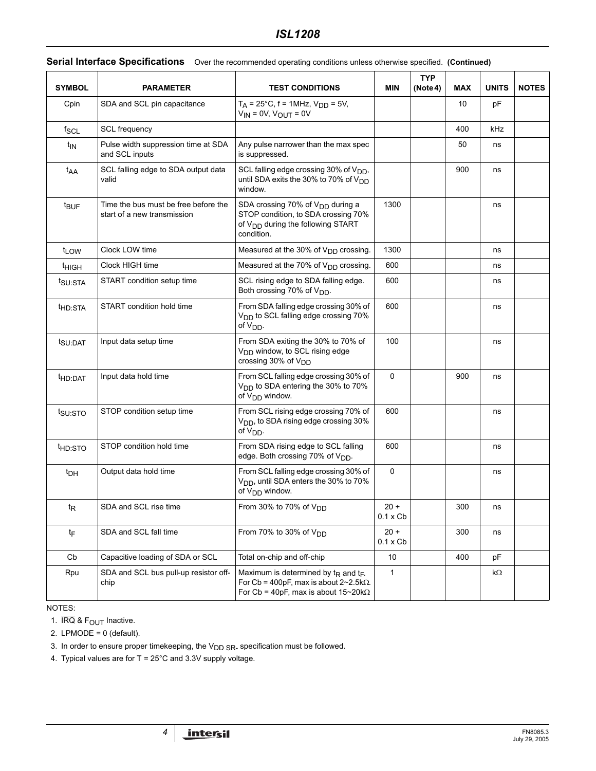## Serial Interface Specifications

Over the recommended operating conditions unless otherwise specified. **(Continued)**

| SYMBOL | PARAMETER | TEST CONDITIONS | MIN | TYP (Note 4) | MAX | UNITS | NOTES |
|---|---|---|---|---|---|---|---|
| Cpin | SDA and SCL pin capacitance | $T_A$ = 25°C, f = 1MHz, $V_{DD}$ = 5V, $V_{IN}$ = 0V, $V_{OUT}$ = 0V | | | 10 | pF | |
| $f_{SCL}$ | SCL frequency | | | | 400 | kHz | |
| $t_{IN}$ | Pulse width suppression time at SDA and SCL inputs | Any pulse narrower than the max spec is suppressed. | | | 50 | ns | |
| $t_{AA}$ | SCL falling edge to SDA output data valid | SCL falling edge crossing 30% of $V_{DD}$, until SDA exits the 30% to 70% of $V_{DD}$ window. | | | 900 | ns | |
| $t_{BUF}$ | Time the bus must be free before the start of a new transmission | SDA crossing 70% of $V_{DD}$ during a STOP condition, to SDA crossing 70% of $V_{DD}$ during the following START condition. | 1300 | | | ns | |
| $t_{LOW}$ | Clock LOW time | Measured at the 30% of $V_{DD}$ crossing. | 1300 | | | ns | |
| $t_{HIGH}$ | Clock HIGH time | Measured at the 70% of $V_{DD}$ crossing. | 600 | | | ns | |
| $t_{SU:STA}$ | START condition setup time | SCL rising edge to SDA falling edge. Both crossing 70% of $V_{DD}$. | 600 | | | ns | |
| $t_{HD:STA}$ | START condition hold time | From SDA falling edge crossing 30% of $V_{DD}$ to SCL falling edge crossing 70% of $V_{DD}$. | 600 | | | ns | |
| $t_{SU:DAT}$ | Input data setup time | From SDA exiting the 30% to 70% of $V_{DD}$ window, to SCL rising edge crossing 30% of $V_{DD}$ | 100 | | | ns | |
| $t_{HD:DAT}$ | Input data hold time | From SCL falling edge crossing 30% of $V_{DD}$ to SDA entering the 30% to 70% of $V_{DD}$ window. | 0 | | 900 | ns | |
| $t_{SU:STO}$ | STOP condition setup time | From SCL rising edge crossing 70% of $V_{DD}$, to SDA rising edge crossing 30% of $V_{DD}$. | 600 | | | ns | |
| $t_{HD:STO}$ | STOP condition hold time | From SDA rising edge to SCL falling edge. Both crossing 70% of $V_{DD}$. | 600 | | | ns | |
| $t_{DH}$ | Output data hold time | From SCL falling edge crossing 30% of $V_{DD}$, until SDA enters the 30% to 70% of $V_{DD}$ window. | 0 | | | ns | |
| $t_R$ | SDA and SCL rise time | From 30% to 70% of $V_{DD}$ | 20 + 0.1 x Cb | | 300 | ns | |
| $t_F$ | SDA and SCL fall time | From 70% to 30% of $V_{DD}$ | 20 + 0.1 x Cb | | 300 | ns | |
| Cb | Capacitive loading of SDA or SCL | Total on-chip and off-chip | 10 | | 400 | pF | |
| Rpu | SDA and SCL bus pull-up resistor off-chip | Maximum is determined by $t_R$ and $t_F$. For Cb = 400pF, max is about 2~2.5kΩ. For Cb = 40pF, max is about 15~20kΩ | 1 | | | kΩ | |

NOTES:

1. $\overline{IRQ}$ & $F_{OUT}$ Inactive.
2. LPMODE = 0 (default).
3. In order to ensure proper timekeeping, the $V_{DD\ SR-}$ specification must be followed.
4. Typical values are for T = 25°C and 3.3V supply voltage.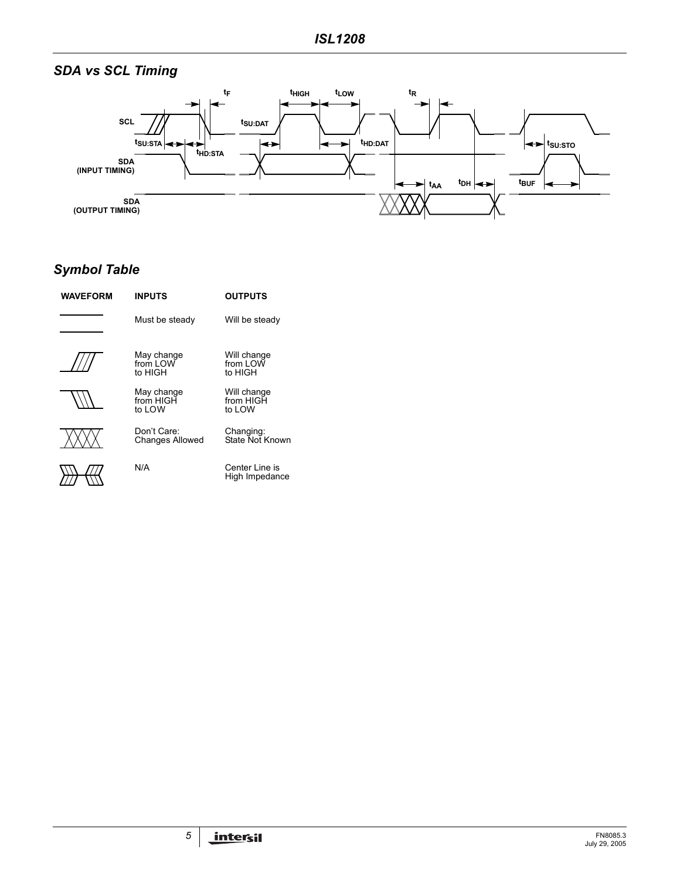## SDA vs SCL Timing

SCL

SDA (INPUT TIMING)

SDA (OUTPUT TIMING)

$t_F$ $t_{HIGH}$ $t_{LOW}$ $t_R$ $t_{SU:STA}$ $t_{HD:STA}$ $t_{SU:DAT}$ $t_{HD:DAT}$ $t_{SU:STO}$ $t_{AA}$ $t_{DH}$ $t_{BUF}$

## Symbol Table

| WAVEFORM | INPUTS | OUTPUTS |
|---|---|---|
| (steady) | Must be steady | Will be steady |
| (low to high) | May change from LOW to HIGH | Will change from LOW to HIGH |
| (high to low) | May change from HIGH to LOW | Will change from HIGH to LOW |
| (crossing) | Don't Care: Changes Allowed | Changing: State Not Known |
| (high impedance) | N/A | Center Line is High Impedance |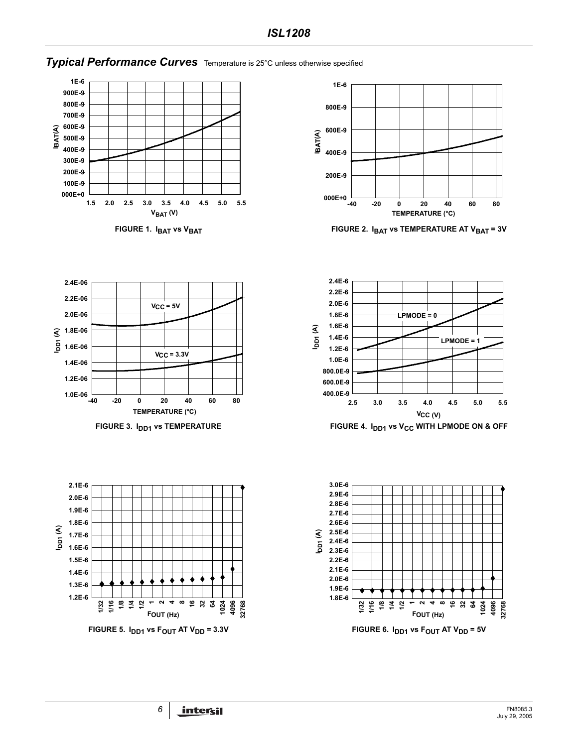## *Typical Performance Curves* Temperature is 25°C unless otherwise specified

FIGURE 1. $I_{BAT}$ vs $V_{BAT}$

FIGURE 2. $I_{BAT}$ vs TEMPERATURE AT $V_{BAT}$ = 3V

FIGURE 3. $I_{DD1}$ vs TEMPERATURE

FIGURE 4. $I_{DD1}$ vs $V_{CC}$ WITH LPMODE ON & OFF

FIGURE 5. $I_{DD1}$ vs $F_{OUT}$ AT $V_{DD}$ = 3.3V

FIGURE 6. $I_{DD1}$ vs $F_{OUT}$ AT $V_{DD}$ = 5V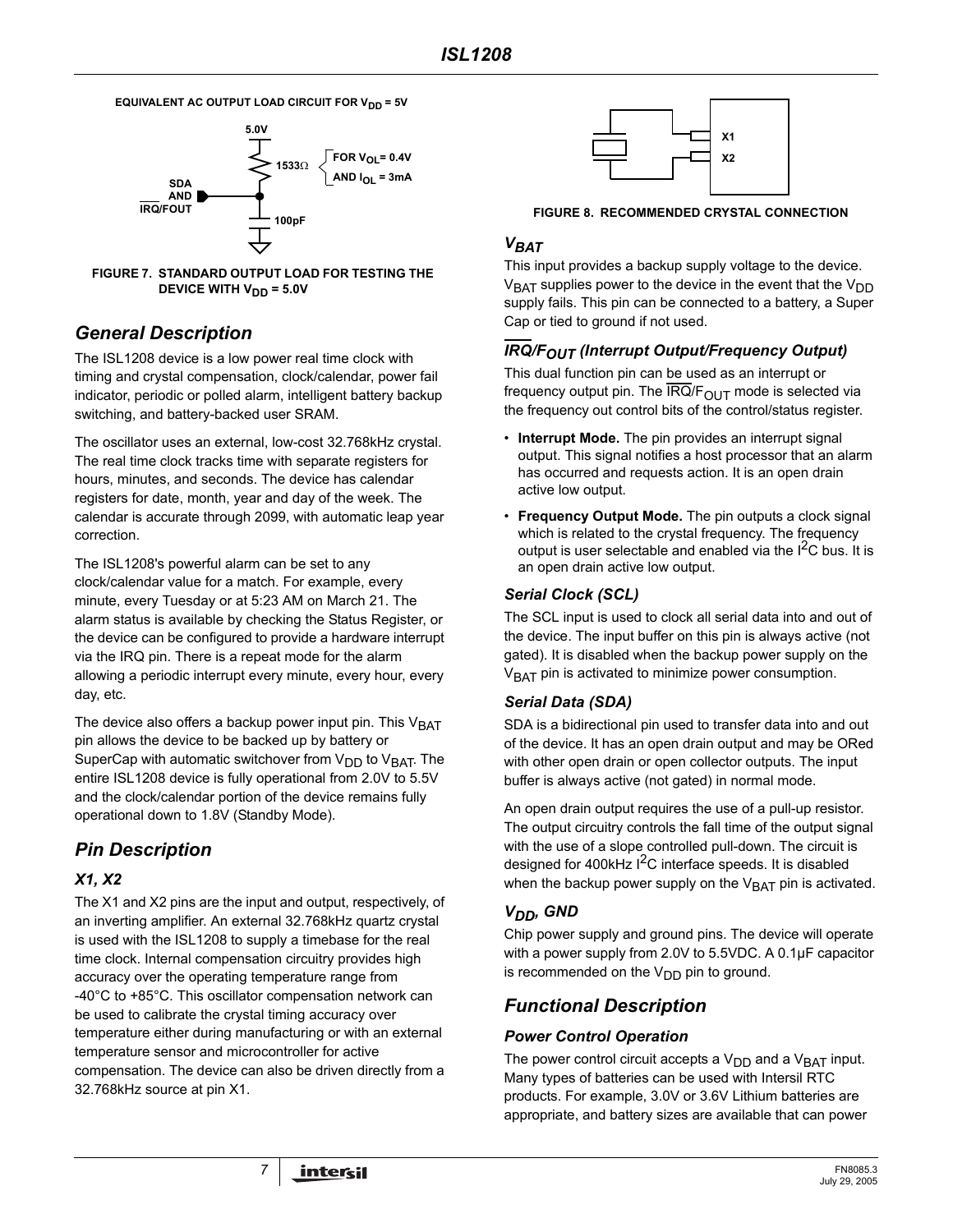EQUIVALENT AC OUTPUT LOAD CIRCUIT FOR $V_{DD}$ = 5V

5.0V

1533Ω

FOR $V_{OL}$= 0.4V AND $I_{OL}$ = 3mA

SDA AND $\overline{IRQ}$/FOUT

100pF

FIGURE 7. STANDARD OUTPUT LOAD FOR TESTING THE DEVICE WITH $V_{DD}$ = 5.0V

## General Description

The ISL1208 device is a low power real time clock with timing and crystal compensation, clock/calendar, power fail indicator, periodic or polled alarm, intelligent battery backup switching, and battery-backed user SRAM.

The oscillator uses an external, low-cost 32.768kHz crystal. The real time clock tracks time with separate registers for hours, minutes, and seconds. The device has calendar registers for date, month, year and day of the week. The calendar is accurate through 2099, with automatic leap year correction.

The ISL1208's powerful alarm can be set to any clock/calendar value for a match. For example, every minute, every Tuesday or at 5:23 AM on March 21. The alarm status is available by checking the Status Register, or the device can be configured to provide a hardware interrupt via the IRQ pin. There is a repeat mode for the alarm allowing a periodic interrupt every minute, every hour, every day, etc.

The device also offers a backup power input pin. This $V_{BAT}$ pin allows the device to be backed up by battery or SuperCap with automatic switchover from $V_{DD}$ to $V_{BAT}$. The entire ISL1208 device is fully operational from 2.0V to 5.5V and the clock/calendar portion of the device remains fully operational down to 1.8V (Standby Mode).

## Pin Description

### X1, X2

The X1 and X2 pins are the input and output, respectively, of an inverting amplifier. An external 32.768kHz quartz crystal is used with the ISL1208 to supply a timebase for the real time clock. Internal compensation circuitry provides high accuracy over the operating temperature range from -40°C to +85°C. This oscillator compensation network can be used to calibrate the crystal timing accuracy over temperature either during manufacturing or with an external temperature sensor and microcontroller for active compensation. The device can also be driven directly from a 32.768kHz source at pin X1.

X1

X2

FIGURE 8. RECOMMENDED CRYSTAL CONNECTION

### $V_{BAT}$

This input provides a backup supply voltage to the device. $V_{BAT}$ supplies power to the device in the event that the $V_{DD}$ supply fails. This pin can be connected to a battery, a Super Cap or tied to ground if not used.

### $\overline{IRQ}/F_{OUT}$ (Interrupt Output/Frequency Output)

This dual function pin can be used as an interrupt or frequency output pin. The $\overline{IRQ}/F_{OUT}$ mode is selected via the frequency out control bits of the control/status register.

- **Interrupt Mode.** The pin provides an interrupt signal output. This signal notifies a host processor that an alarm has occurred and requests action. It is an open drain active low output.
- **Frequency Output Mode.** The pin outputs a clock signal which is related to the crystal frequency. The frequency output is user selectable and enabled via the $I^2C$ bus. It is an open drain active low output.

### Serial Clock (SCL)

The SCL input is used to clock all serial data into and out of the device. The input buffer on this pin is always active (not gated). It is disabled when the backup power supply on the $V_{BAT}$ pin is activated to minimize power consumption.

### Serial Data (SDA)

SDA is a bidirectional pin used to transfer data into and out of the device. It has an open drain output and may be ORed with other open drain or open collector outputs. The input buffer is always active (not gated) in normal mode.

An open drain output requires the use of a pull-up resistor. The output circuitry controls the fall time of the output signal with the use of a slope controlled pull-down. The circuit is designed for 400kHz $I^2C$ interface speeds. It is disabled when the backup power supply on the $V_{BAT}$ pin is activated.

### $V_{DD}$, GND

Chip power supply and ground pins. The device will operate with a power supply from 2.0V to 5.5VDC. A 0.1µF capacitor is recommended on the $V_{DD}$ pin to ground.

## Functional Description

### Power Control Operation

The power control circuit accepts a $V_{DD}$ and a $V_{BAT}$ input. Many types of batteries can be used with Intersil RTC products. For example, 3.0V or 3.6V Lithium batteries are appropriate, and battery sizes are available that can power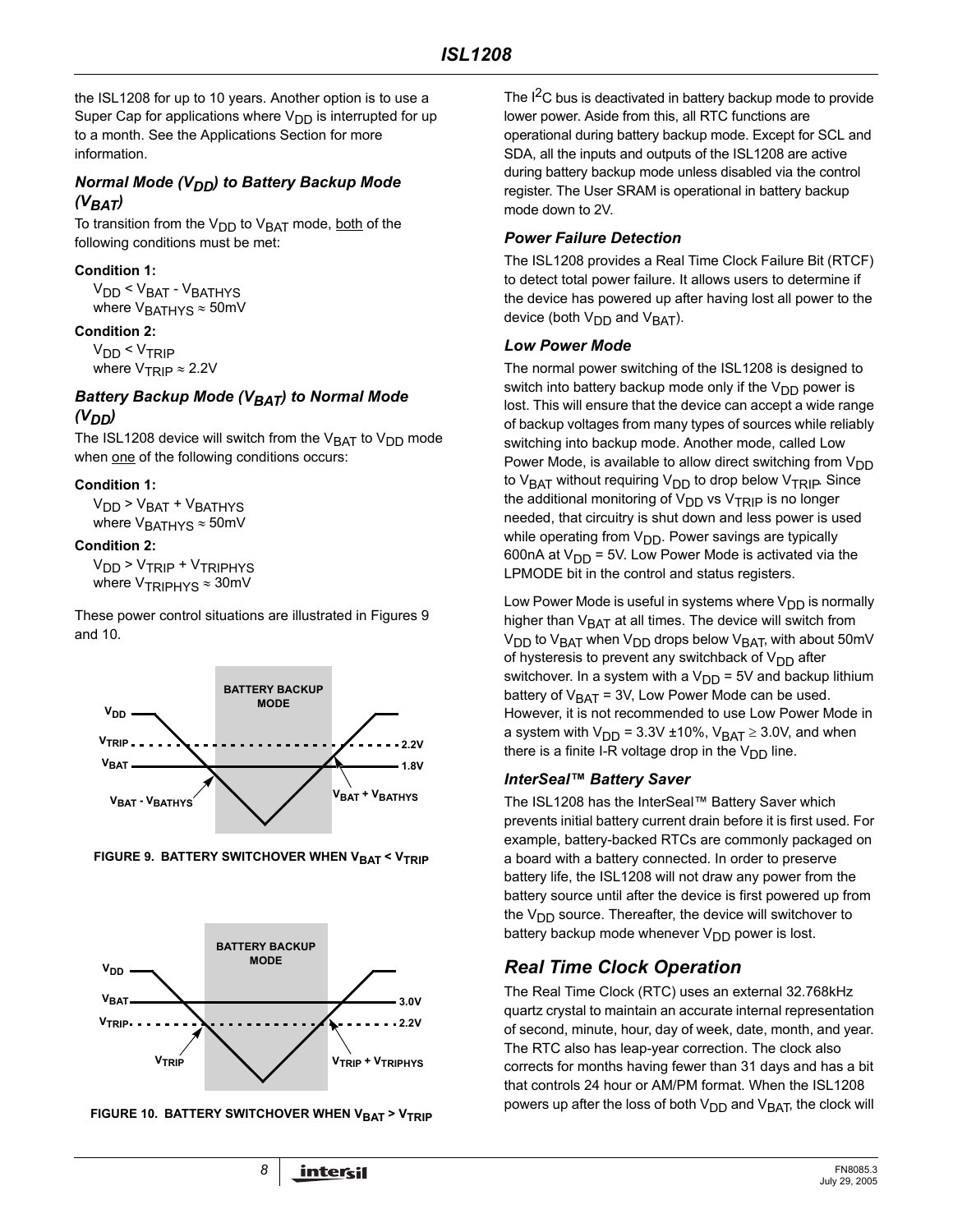the ISL1208 for up to 10 years. Another option is to use a Super Cap for applications where $V_{DD}$ is interrupted for up to a month. See the Applications Section for more information.

### *Normal Mode ($V_{DD}$) to Battery Backup Mode ($V_{BAT}$)*

To transition from the $V_{DD}$ to $V_{BAT}$ mode, both of the following conditions must be met:

**Condition 1:**

$V_{DD} < V_{BAT} - V_{BATHYS}$
where $V_{BATHYS} \approx 50mV$

**Condition 2:**

$V_{DD} < V_{TRIP}$
where $V_{TRIP} \approx 2.2V$

### *Battery Backup Mode ($V_{BAT}$) to Normal Mode ($V_{DD}$)*

The ISL1208 device will switch from the $V_{BAT}$ to $V_{DD}$ mode when one of the following conditions occurs:

**Condition 1:**

$V_{DD} > V_{BAT} + V_{BATHYS}$
where $V_{BATHYS} \approx 50mV$

**Condition 2:**

$V_{DD} > V_{TRIP} + V_{TRIPHYS}$
where $V_{TRIPHYS} \approx 30mV$

These power control situations are illustrated in Figures 9 and 10.

FIGURE 9. BATTERY SWITCHOVER WHEN $V_{BAT} < V_{TRIP}$

FIGURE 10. BATTERY SWITCHOVER WHEN $V_{BAT} > V_{TRIP}$

The $I^2C$ bus is deactivated in battery backup mode to provide lower power. Aside from this, all RTC functions are operational during battery backup mode. Except for SCL and SDA, all the inputs and outputs of the ISL1208 are active during battery backup mode unless disabled via the control register. The User SRAM is operational in battery backup mode down to 2V.

### *Power Failure Detection*

The ISL1208 provides a Real Time Clock Failure Bit (RTCF) to detect total power failure. It allows users to determine if the device has powered up after having lost all power to the device (both $V_{DD}$ and $V_{BAT}$).

### *Low Power Mode*

The normal power switching of the ISL1208 is designed to switch into battery backup mode only if the $V_{DD}$ power is lost. This will ensure that the device can accept a wide range of backup voltages from many types of sources while reliably switching into backup mode. Another mode, called Low Power Mode, is available to allow direct switching from $V_{DD}$ to $V_{BAT}$ without requiring $V_{DD}$ to drop below $V_{TRIP}$. Since the additional monitoring of $V_{DD}$ vs $V_{TRIP}$ is no longer needed, that circuitry is shut down and less power is used while operating from $V_{DD}$. Power savings are typically 600nA at $V_{DD}$ = 5V. Low Power Mode is activated via the LPMODE bit in the control and status registers.

Low Power Mode is useful in systems where $V_{DD}$ is normally higher than $V_{BAT}$ at all times. The device will switch from $V_{DD}$ to $V_{BAT}$ when $V_{DD}$ drops below $V_{BAT}$, with about 50mV of hysteresis to prevent any switchback of $V_{DD}$ after switchover. In a system with a $V_{DD}$ = 5V and backup lithium battery of $V_{BAT}$ = 3V, Low Power Mode can be used. However, it is not recommended to use Low Power Mode in a system with $V_{DD}$ = 3.3V ±10%, $V_{BAT} \geq 3.0V$, and when there is a finite I-R voltage drop in the $V_{DD}$ line.

### *InterSeal™ Battery Saver*

The ISL1208 has the InterSeal™ Battery Saver which prevents initial battery current drain before it is first used. For example, battery-backed RTCs are commonly packaged on a board with a battery connected. In order to preserve battery life, the ISL1208 will not draw any power from the battery source until after the device is first powered up from the $V_{DD}$ source. Thereafter, the device will switchover to battery backup mode whenever $V_{DD}$ power is lost.

## *Real Time Clock Operation*

The Real Time Clock (RTC) uses an external 32.768kHz quartz crystal to maintain an accurate internal representation of second, minute, hour, day of week, date, month, and year. The RTC also has leap-year correction. The clock also corrects for months having fewer than 31 days and has a bit that controls 24 hour or AM/PM format. When the ISL1208 powers up after the loss of both $V_{DD}$ and $V_{BAT}$, the clock will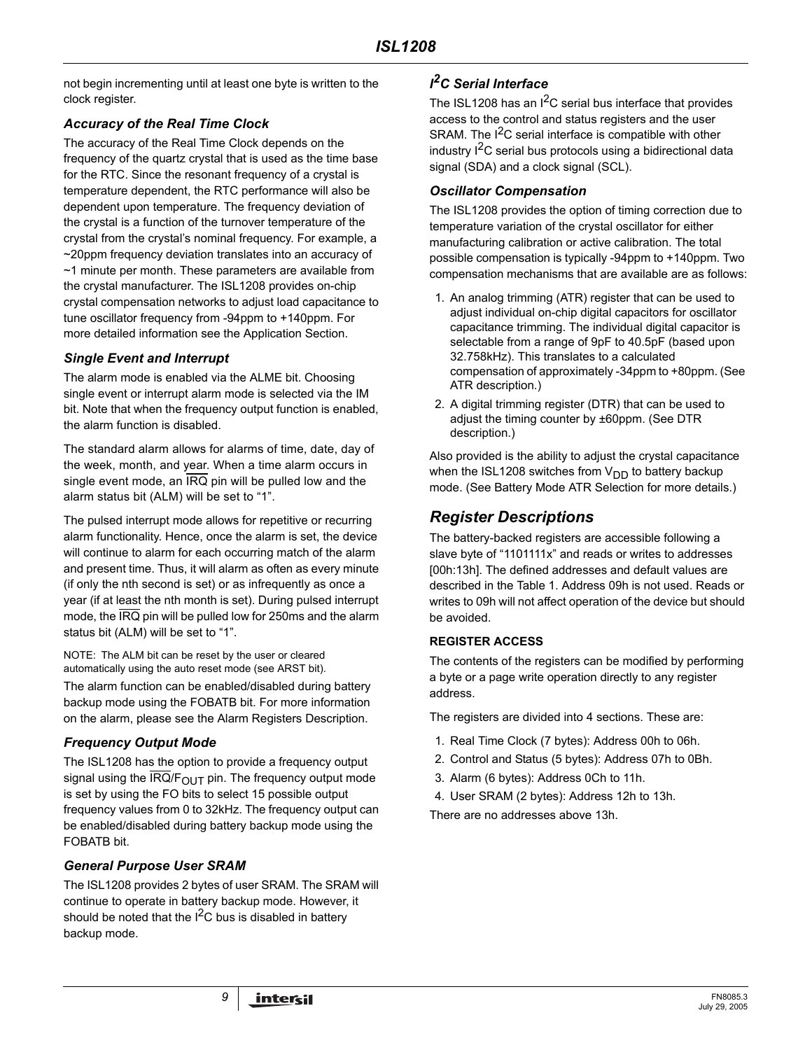not begin incrementing until at least one byte is written to the clock register.

### *Accuracy of the Real Time Clock*

The accuracy of the Real Time Clock depends on the frequency of the quartz crystal that is used as the time base for the RTC. Since the resonant frequency of a crystal is temperature dependent, the RTC performance will also be dependent upon temperature. The frequency deviation of the crystal is a function of the turnover temperature of the crystal from the crystal's nominal frequency. For example, a ~20ppm frequency deviation translates into an accuracy of ~1 minute per month. These parameters are available from the crystal manufacturer. The ISL1208 provides on-chip crystal compensation networks to adjust load capacitance to tune oscillator frequency from -94ppm to +140ppm. For more detailed information see the Application Section.

### *Single Event and Interrupt*

The alarm mode is enabled via the ALME bit. Choosing single event or interrupt alarm mode is selected via the IM bit. Note that when the frequency output function is enabled, the alarm function is disabled.

The standard alarm allows for alarms of time, date, day of the week, month, and year. When a time alarm occurs in single event mode, an $\overline{\text{IRQ}}$ pin will be pulled low and the alarm status bit (ALM) will be set to "1".

The pulsed interrupt mode allows for repetitive or recurring alarm functionality. Hence, once the alarm is set, the device will continue to alarm for each occurring match of the alarm and present time. Thus, it will alarm as often as every minute (if only the nth second is set) or as infrequently as once a year (if at least the nth month is set). During pulsed interrupt mode, the $\overline{\text{IRQ}}$ pin will be pulled low for 250ms and the alarm status bit (ALM) will be set to "1".

NOTE: The ALM bit can be reset by the user or cleared automatically using the auto reset mode (see ARST bit).

The alarm function can be enabled/disabled during battery backup mode using the FOBATB bit. For more information on the alarm, please see the Alarm Registers Description.

### *Frequency Output Mode*

The ISL1208 has the option to provide a frequency output signal using the $\overline{\text{IRQ}}/F_{OUT}$ pin. The frequency output mode is set by using the FO bits to select 15 possible output frequency values from 0 to 32kHz. The frequency output can be enabled/disabled during battery backup mode using the FOBATB bit.

### *General Purpose User SRAM*

The ISL1208 provides 2 bytes of user SRAM. The SRAM will continue to operate in battery backup mode. However, it should be noted that the $I^2C$ bus is disabled in battery backup mode.

### *$I^2C$ Serial Interface*

The ISL1208 has an $I^2C$ serial bus interface that provides access to the control and status registers and the user SRAM. The $I^2C$ serial interface is compatible with other industry $I^2C$ serial bus protocols using a bidirectional data signal (SDA) and a clock signal (SCL).

### *Oscillator Compensation*

The ISL1208 provides the option of timing correction due to temperature variation of the crystal oscillator for either manufacturing calibration or active calibration. The total possible compensation is typically -94ppm to +140ppm. Two compensation mechanisms that are available are as follows:

1. An analog trimming (ATR) register that can be used to adjust individual on-chip digital capacitors for oscillator capacitance trimming. The individual digital capacitor is selectable from a range of 9pF to 40.5pF (based upon 32.758kHz). This translates to a calculated compensation of approximately -34ppm to +80ppm. (See ATR description.)
2. A digital trimming register (DTR) that can be used to adjust the timing counter by ±60ppm. (See DTR description.)

Also provided is the ability to adjust the crystal capacitance when the ISL1208 switches from $V_{DD}$ to battery backup mode. (See Battery Mode ATR Selection for more details.)

## *Register Descriptions*

The battery-backed registers are accessible following a slave byte of "1101111x" and reads or writes to addresses [00h:13h]. The defined addresses and default values are described in the Table 1. Address 09h is not used. Reads or writes to 09h will not affect operation of the device but should be avoided.

#### REGISTER ACCESS

The contents of the registers can be modified by performing a byte or a page write operation directly to any register address.

The registers are divided into 4 sections. These are:

1. Real Time Clock (7 bytes): Address 00h to 06h.
2. Control and Status (5 bytes): Address 07h to 0Bh.
3. Alarm (6 bytes): Address 0Ch to 11h.
4. User SRAM (2 bytes): Address 12h to 13h.

There are no addresses above 13h.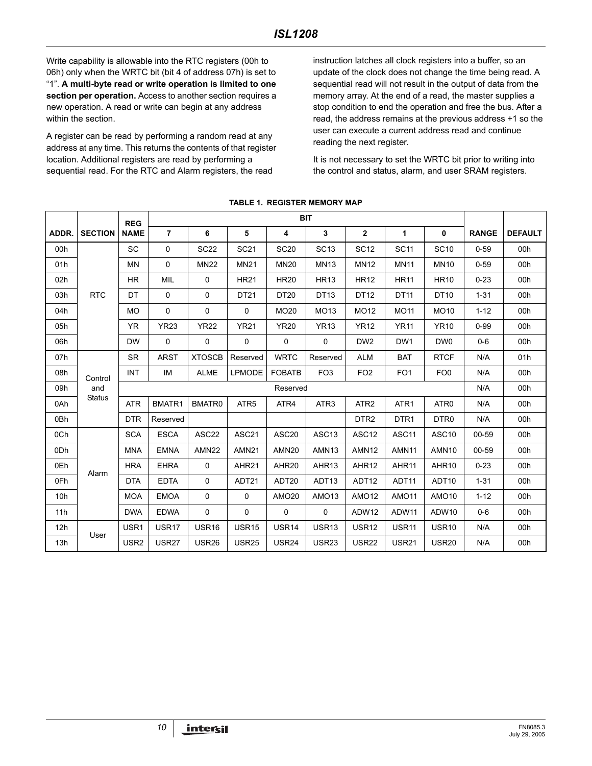Write capability is allowable into the RTC registers (00h to 06h) only when the WRTC bit (bit 4 of address 07h) is set to "1". **A multi-byte read or write operation is limited to one section per operation.** Access to another section requires a new operation. A read or write can begin at any address within the section.

A register can be read by performing a random read at any address at any time. This returns the contents of that register location. Additional registers are read by performing a sequential read. For the RTC and Alarm registers, the read instruction latches all clock registers into a buffer, so an update of the clock does not change the time being read. A sequential read will not result in the output of data from the memory array. At the end of a read, the master supplies a stop condition to end the operation and free the bus. After a read, the address remains at the previous address +1 so the user can execute a current address read and continue reading the next register.

It is not necessary to set the WRTC bit prior to writing into the control and status, alarm, and user SRAM registers.

**TABLE 1. REGISTER MEMORY MAP**

| ADDR. | SECTION | REG NAME | BIT 7 | BIT 6 | BIT 5 | BIT 4 | BIT 3 | BIT 2 | BIT 1 | BIT 0 | RANGE | DEFAULT |
|---|---|---|---|---|---|---|---|---|---|---|---|---|
| 00h | RTC | SC | 0 | SC22 | SC21 | SC20 | SC13 | SC12 | SC11 | SC10 | 0-59 | 00h |
| 01h | | MN | 0 | MN22 | MN21 | MN20 | MN13 | MN12 | MN11 | MN10 | 0-59 | 00h |
| 02h | | HR | MIL | 0 | HR21 | HR20 | HR13 | HR12 | HR11 | HR10 | 0-23 | 00h |
| 03h | | DT | 0 | 0 | DT21 | DT20 | DT13 | DT12 | DT11 | DT10 | 1-31 | 00h |
| 04h | | MO | 0 | 0 | 0 | MO20 | MO13 | MO12 | MO11 | MO10 | 1-12 | 00h |
| 05h | | YR | YR23 | YR22 | YR21 | YR20 | YR13 | YR12 | YR11 | YR10 | 0-99 | 00h |
| 06h | | DW | 0 | 0 | 0 | 0 | 0 | DW2 | DW1 | DW0 | 0-6 | 00h |
| 07h | Control and Status | SR | ARST | XTOSCB | Reserved | WRTC | Reserved | ALM | BAT | RTCF | N/A | 01h |
| 08h | | INT | IM | ALME | LPMODE | FOBATB | FO3 | FO2 | FO1 | FO0 | N/A | 00h |
| 09h | | | Reserved | | | | | | | | N/A | 00h |
| 0Ah | | ATR | BMATR1 | BMATR0 | ATR5 | ATR4 | ATR3 | ATR2 | ATR1 | ATR0 | N/A | 00h |
| 0Bh | | DTR | Reserved | | | | | DTR2 | DTR1 | DTR0 | N/A | 00h |
| 0Ch | Alarm | SCA | ESCA | ASC22 | ASC21 | ASC20 | ASC13 | ASC12 | ASC11 | ASC10 | 00-59 | 00h |
| 0Dh | | MNA | EMNA | AMN22 | AMN21 | AMN20 | AMN13 | AMN12 | AMN11 | AMN10 | 00-59 | 00h |
| 0Eh | | HRA | EHRA | 0 | AHR21 | AHR20 | AHR13 | AHR12 | AHR11 | AHR10 | 0-23 | 00h |
| 0Fh | | DTA | EDTA | 0 | ADT21 | ADT20 | ADT13 | ADT12 | ADT11 | ADT10 | 1-31 | 00h |
| 10h | | MOA | EMOA | 0 | 0 | AMO20 | AMO13 | AMO12 | AMO11 | AMO10 | 1-12 | 00h |
| 11h | | DWA | EDWA | 0 | 0 | 0 | 0 | ADW12 | ADW11 | ADW10 | 0-6 | 00h |
| 12h | User | USR1 | USR17 | USR16 | USR15 | USR14 | USR13 | USR12 | USR11 | USR10 | N/A | 00h |
| 13h | | USR2 | USR27 | USR26 | USR25 | USR24 | USR23 | USR22 | USR21 | USR20 | N/A | 00h |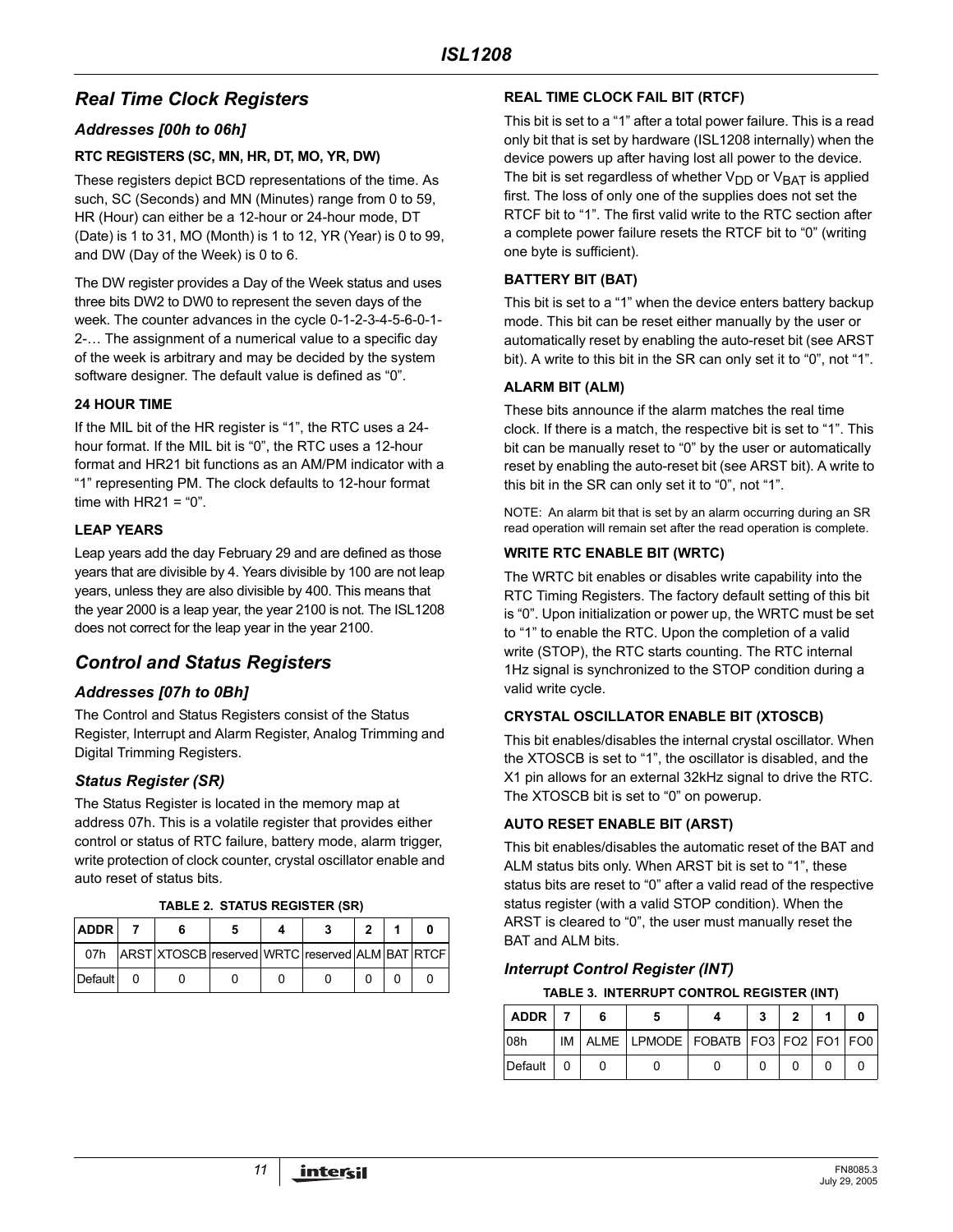## Real Time Clock Registers

### Addresses [00h to 06h]

**RTC REGISTERS (SC, MN, HR, DT, MO, YR, DW)**

These registers depict BCD representations of the time. As such, SC (Seconds) and MN (Minutes) range from 0 to 59, HR (Hour) can either be a 12-hour or 24-hour mode, DT (Date) is 1 to 31, MO (Month) is 1 to 12, YR (Year) is 0 to 99, and DW (Day of the Week) is 0 to 6.

The DW register provides a Day of the Week status and uses three bits DW2 to DW0 to represent the seven days of the week. The counter advances in the cycle 0-1-2-3-4-5-6-0-1-2-… The assignment of a numerical value to a specific day of the week is arbitrary and may be decided by the system software designer. The default value is defined as "0".

**24 HOUR TIME**

If the MIL bit of the HR register is "1", the RTC uses a 24-hour format. If the MIL bit is "0", the RTC uses a 12-hour format and HR21 bit functions as an AM/PM indicator with a "1" representing PM. The clock defaults to 12-hour format time with HR21 = "0".

**LEAP YEARS**

Leap years add the day February 29 and are defined as those years that are divisible by 4. Years divisible by 100 are not leap years, unless they are also divisible by 400. This means that the year 2000 is a leap year, the year 2100 is not. The ISL1208 does not correct for the leap year in the year 2100.

## Control and Status Registers

### Addresses [07h to 0Bh]

The Control and Status Registers consist of the Status Register, Interrupt and Alarm Register, Analog Trimming and Digital Trimming Registers.

### Status Register (SR)

The Status Register is located in the memory map at address 07h. This is a volatile register that provides either control or status of RTC failure, battery mode, alarm trigger, write protection of clock counter, crystal oscillator enable and auto reset of status bits.

**TABLE 2. STATUS REGISTER (SR)**

| ADDR | 7 | 6 | 5 | 4 | 3 | 2 | 1 | 0 |
|---|---|---|---|---|---|---|---|---|
| 07h | ARST | XTOSCB | reserved | WRTC | reserved | ALM | BAT | RTCF |
| Default | 0 | 0 | 0 | 0 | 0 | 0 | 0 | 0 |

**REAL TIME CLOCK FAIL BIT (RTCF)**

This bit is set to a "1" after a total power failure. This is a read only bit that is set by hardware (ISL1208 internally) when the device powers up after having lost all power to the device. The bit is set regardless of whether $V_{DD}$ or $V_{BAT}$ is applied first. The loss of only one of the supplies does not set the RTCF bit to "1". The first valid write to the RTC section after a complete power failure resets the RTCF bit to "0" (writing one byte is sufficient).

**BATTERY BIT (BAT)**

This bit is set to a "1" when the device enters battery backup mode. This bit can be reset either manually by the user or automatically reset by enabling the auto-reset bit (see ARST bit). A write to this bit in the SR can only set it to "0", not "1".

**ALARM BIT (ALM)**

These bits announce if the alarm matches the real time clock. If there is a match, the respective bit is set to "1". This bit can be manually reset to "0" by the user or automatically reset by enabling the auto-reset bit (see ARST bit). A write to this bit in the SR can only set it to "0", not "1".

NOTE: An alarm bit that is set by an alarm occurring during an SR read operation will remain set after the read operation is complete.

**WRITE RTC ENABLE BIT (WRTC)**

The WRTC bit enables or disables write capability into the RTC Timing Registers. The factory default setting of this bit is "0". Upon initialization or power up, the WRTC must be set to "1" to enable the RTC. Upon the completion of a valid write (STOP), the RTC starts counting. The RTC internal 1Hz signal is synchronized to the STOP condition during a valid write cycle.

**CRYSTAL OSCILLATOR ENABLE BIT (XTOSCB)**

This bit enables/disables the internal crystal oscillator. When the XTOSCB is set to "1", the oscillator is disabled, and the X1 pin allows for an external 32kHz signal to drive the RTC. The XTOSCB bit is set to "0" on powerup.

**AUTO RESET ENABLE BIT (ARST)**

This bit enables/disables the automatic reset of the BAT and ALM status bits only. When ARST bit is set to "1", these status bits are reset to "0" after a valid read of the respective status register (with a valid STOP condition). When the ARST is cleared to "0", the user must manually reset the BAT and ALM bits.

### Interrupt Control Register (INT)

**TABLE 3. INTERRUPT CONTROL REGISTER (INT)**

| ADDR | 7 | 6 | 5 | 4 | 3 | 2 | 1 | 0 |
|---|---|---|---|---|---|---|---|---|
| 08h | IM | ALME | LPMODE | FOBATB | FO3 | FO2 | FO1 | FO0 |
| Default | 0 | 0 | 0 | 0 | 0 | 0 | 0 | 0 |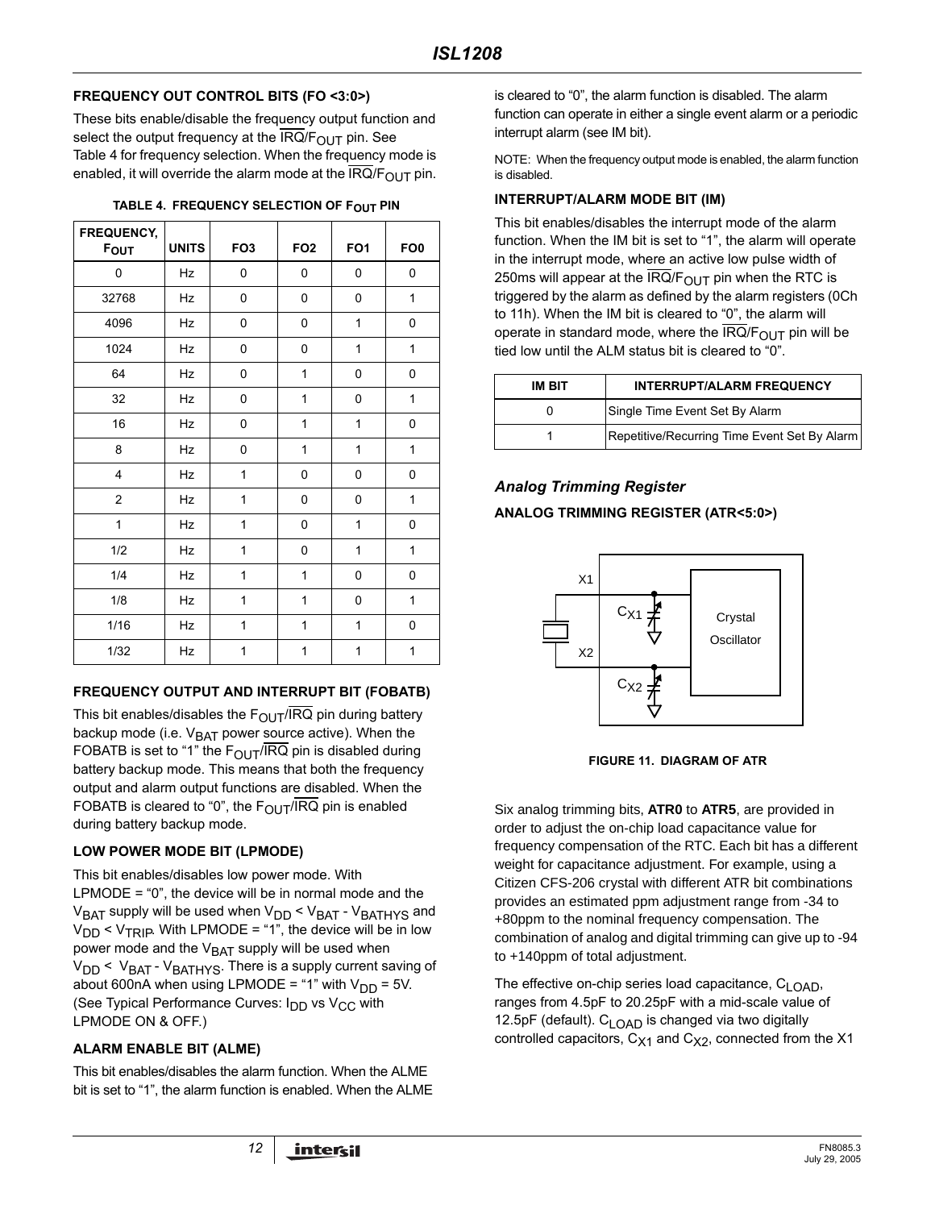#### FREQUENCY OUT CONTROL BITS (FO <3:0>)

These bits enable/disable the frequency output function and select the output frequency at the $\overline{IRQ}/F_{OUT}$ pin. See Table 4 for frequency selection. When the frequency mode is enabled, it will override the alarm mode at the $\overline{IRQ}/F_{OUT}$ pin.

**TABLE 4. FREQUENCY SELECTION OF $F_{OUT}$ PIN**

| FREQUENCY, $F_{OUT}$ | UNITS | FO3 | FO2 | FO1 | FO0 |
|---|---|---|---|---|---|
| 0 | Hz | 0 | 0 | 0 | 0 |
| 32768 | Hz | 0 | 0 | 0 | 1 |
| 4096 | Hz | 0 | 0 | 1 | 0 |
| 1024 | Hz | 0 | 0 | 1 | 1 |
| 64 | Hz | 0 | 1 | 0 | 0 |
| 32 | Hz | 0 | 1 | 0 | 1 |
| 16 | Hz | 0 | 1 | 1 | 0 |
| 8 | Hz | 0 | 1 | 1 | 1 |
| 4 | Hz | 1 | 0 | 0 | 0 |
| 2 | Hz | 1 | 0 | 0 | 1 |
| 1 | Hz | 1 | 0 | 1 | 0 |
| 1/2 | Hz | 1 | 0 | 1 | 1 |
| 1/4 | Hz | 1 | 1 | 0 | 0 |
| 1/8 | Hz | 1 | 1 | 0 | 1 |
| 1/16 | Hz | 1 | 1 | 1 | 0 |
| 1/32 | Hz | 1 | 1 | 1 | 1 |

#### FREQUENCY OUTPUT AND INTERRUPT BIT (FOBATB)

This bit enables/disables the $F_{OUT}/\overline{IRQ}$ pin during battery backup mode (i.e. $V_{BAT}$ power source active). When the FOBATB is set to "1" the $F_{OUT}/\overline{IRQ}$ pin is disabled during battery backup mode. This means that both the frequency output and alarm output functions are disabled. When the FOBATB is cleared to "0", the $F_{OUT}/\overline{IRQ}$ pin is enabled during battery backup mode.

#### LOW POWER MODE BIT (LPMODE)

This bit enables/disables low power mode. With LPMODE = "0", the device will be in normal mode and the $V_{BAT}$ supply will be used when $V_{DD} < V_{BAT} - V_{BATHYS}$ and $V_{DD} < V_{TRIP}$. With LPMODE = "1", the device will be in low power mode and the $V_{BAT}$ supply will be used when $V_{DD} < V_{BAT} - V_{BATHYS}$. There is a supply current saving of about 600nA when using LPMODE = "1" with $V_{DD}$ = 5V. (See Typical Performance Curves: $I_{DD}$ vs $V_{CC}$ with LPMODE ON & OFF.)

#### ALARM ENABLE BIT (ALME)

This bit enables/disables the alarm function. When the ALME bit is set to "1", the alarm function is enabled. When the ALME is cleared to "0", the alarm function is disabled. The alarm function can operate in either a single event alarm or a periodic interrupt alarm (see IM bit).

NOTE: When the frequency output mode is enabled, the alarm function is disabled.

#### INTERRUPT/ALARM MODE BIT (IM)

This bit enables/disables the interrupt mode of the alarm function. When the IM bit is set to "1", the alarm will operate in the interrupt mode, where an active low pulse width of 250ms will appear at the $\overline{IRQ}/F_{OUT}$ pin when the RTC is triggered by the alarm as defined by the alarm registers (0Ch to 11h). When the IM bit is cleared to "0", the alarm will operate in standard mode, where the $\overline{IRQ}/F_{OUT}$ pin will be tied low until the ALM status bit is cleared to "0".

| IM BIT | INTERRUPT/ALARM FREQUENCY |
|---|---|
| 0 | Single Time Event Set By Alarm |
| 1 | Repetitive/Recurring Time Event Set By Alarm |

### *Analog Trimming Register*

#### ANALOG TRIMMING REGISTER (ATR<5:0>)

FIGURE 11. DIAGRAM OF ATR

Six analog trimming bits, **ATR0** to **ATR5**, are provided in order to adjust the on-chip load capacitance value for frequency compensation of the RTC. Each bit has a different weight for capacitance adjustment. For example, using a Citizen CFS-206 crystal with different ATR bit combinations provides an estimated ppm adjustment range from -34 to +80ppm to the nominal frequency compensation. The combination of analog and digital trimming can give up to -94 to +140ppm of total adjustment.

The effective on-chip series load capacitance, $C_{LOAD}$, ranges from 4.5pF to 20.25pF with a mid-scale value of 12.5pF (default). $C_{LOAD}$ is changed via two digitally controlled capacitors, $C_{X1}$ and $C_{X2}$, connected from the X1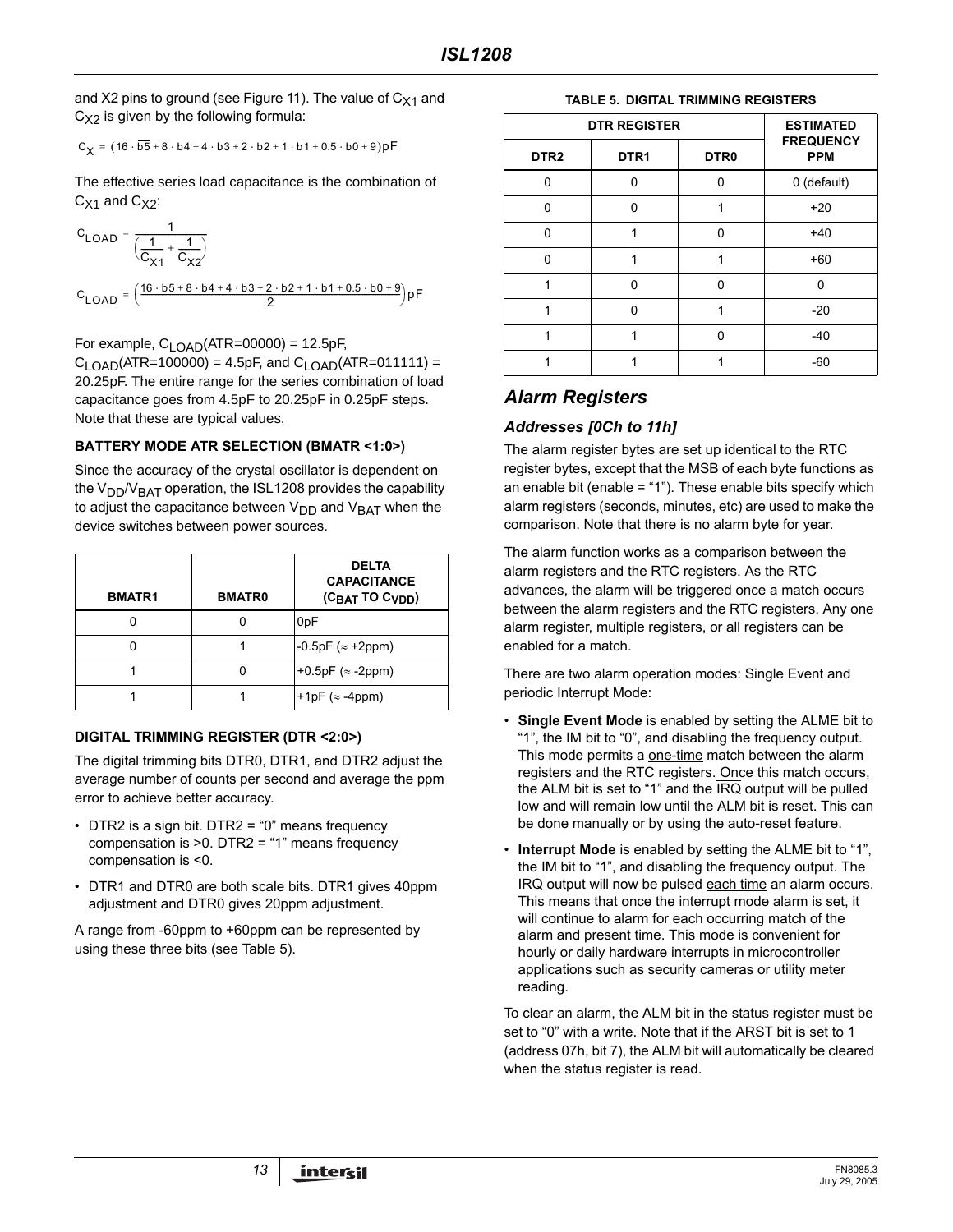and X2 pins to ground (see Figure 11). The value of $C_{X1}$ and $C_{X2}$ is given by the following formula:

$$C_X = (16 \cdot \overline{b5} + 8 \cdot b4 + 4 \cdot b3 + 2 \cdot b2 + 1 \cdot b1 + 0.5 \cdot b0 + 9)pF$$

The effective series load capacitance is the combination of $C_{X1}$ and $C_{X2}$:

$$C_{LOAD} = \frac{1}{\left(\frac{1}{C_{X1}} + \frac{1}{C_{X2}}\right)}$$

$$C_{LOAD} = \left(\frac{16 \cdot \overline{b5} + 8 \cdot b4 + 4 \cdot b3 + 2 \cdot b2 + 1 \cdot b1 + 0.5 \cdot b0 + 9}{2}\right)pF$$

For example, $C_{LOAD}$(ATR=00000) = 12.5pF, $C_{LOAD}$(ATR=100000) = 4.5pF, and $C_{LOAD}$(ATR=011111) = 20.25pF. The entire range for the series combination of load capacitance goes from 4.5pF to 20.25pF in 0.25pF steps. Note that these are typical values.

#### BATTERY MODE ATR SELECTION (BMATR <1:0>)

Since the accuracy of the crystal oscillator is dependent on the $V_{DD}/V_{BAT}$ operation, the ISL1208 provides the capability to adjust the capacitance between $V_{DD}$ and $V_{BAT}$ when the device switches between power sources.

| BMATR1 | BMATR0 | DELTA CAPACITANCE ($C_{BAT}$ TO $C_{VDD}$) |
|---|---|---|
| 0 | 0 | 0pF |
| 0 | 1 | -0.5pF (≈ +2ppm) |
| 1 | 0 | +0.5pF (≈ -2ppm) |
| 1 | 1 | +1pF (≈ -4ppm) |

#### DIGITAL TRIMMING REGISTER (DTR <2:0>)

The digital trimming bits DTR0, DTR1, and DTR2 adjust the average number of counts per second and average the ppm error to achieve better accuracy.

- DTR2 is a sign bit. DTR2 = "0" means frequency compensation is >0. DTR2 = "1" means frequency compensation is <0.
- DTR1 and DTR0 are both scale bits. DTR1 gives 40ppm adjustment and DTR0 gives 20ppm adjustment.

A range from -60ppm to +60ppm can be represented by using these three bits (see Table 5).

**TABLE 5. DIGITAL TRIMMING REGISTERS**

| DTR REGISTER | | | ESTIMATED FREQUENCY PPM |
|---|---|---|---|
| DTR2 | DTR1 | DTR0 | |
| 0 | 0 | 0 | 0 (default) |
| 0 | 0 | 1 | +20 |
| 0 | 1 | 0 | +40 |
| 0 | 1 | 1 | +60 |
| 1 | 0 | 0 | 0 |
| 1 | 0 | 1 | -20 |
| 1 | 1 | 0 | -40 |
| 1 | 1 | 1 | -60 |

## *Alarm Registers*

### *Addresses [0Ch to 11h]*

The alarm register bytes are set up identical to the RTC register bytes, except that the MSB of each byte functions as an enable bit (enable = "1"). These enable bits specify which alarm registers (seconds, minutes, etc) are used to make the comparison. Note that there is no alarm byte for year.

The alarm function works as a comparison between the alarm registers and the RTC registers. As the RTC advances, the alarm will be triggered once a match occurs between the alarm registers and the RTC registers. Any one alarm register, multiple registers, or all registers can be enabled for a match.

There are two alarm operation modes: Single Event and periodic Interrupt Mode:

- **Single Event Mode** is enabled by setting the ALME bit to "1", the IM bit to "0", and disabling the frequency output. This mode permits a one-time match between the alarm registers and the RTC registers. Once this match occurs, the ALM bit is set to "1" and the $\overline{IRQ}$ output will be pulled low and will remain low until the ALM bit is reset. This can be done manually or by using the auto-reset feature.
- **Interrupt Mode** is enabled by setting the ALME bit to "1", the IM bit to "1", and disabling the frequency output. The $\overline{IRQ}$ output will now be pulsed each time an alarm occurs. This means that once the interrupt mode alarm is set, it will continue to alarm for each occurring match of the alarm and present time. This mode is convenient for hourly or daily hardware interrupts in microcontroller applications such as security cameras or utility meter reading.

To clear an alarm, the ALM bit in the status register must be set to "0" with a write. Note that if the ARST bit is set to 1 (address 07h, bit 7), the ALM bit will automatically be cleared when the status register is read.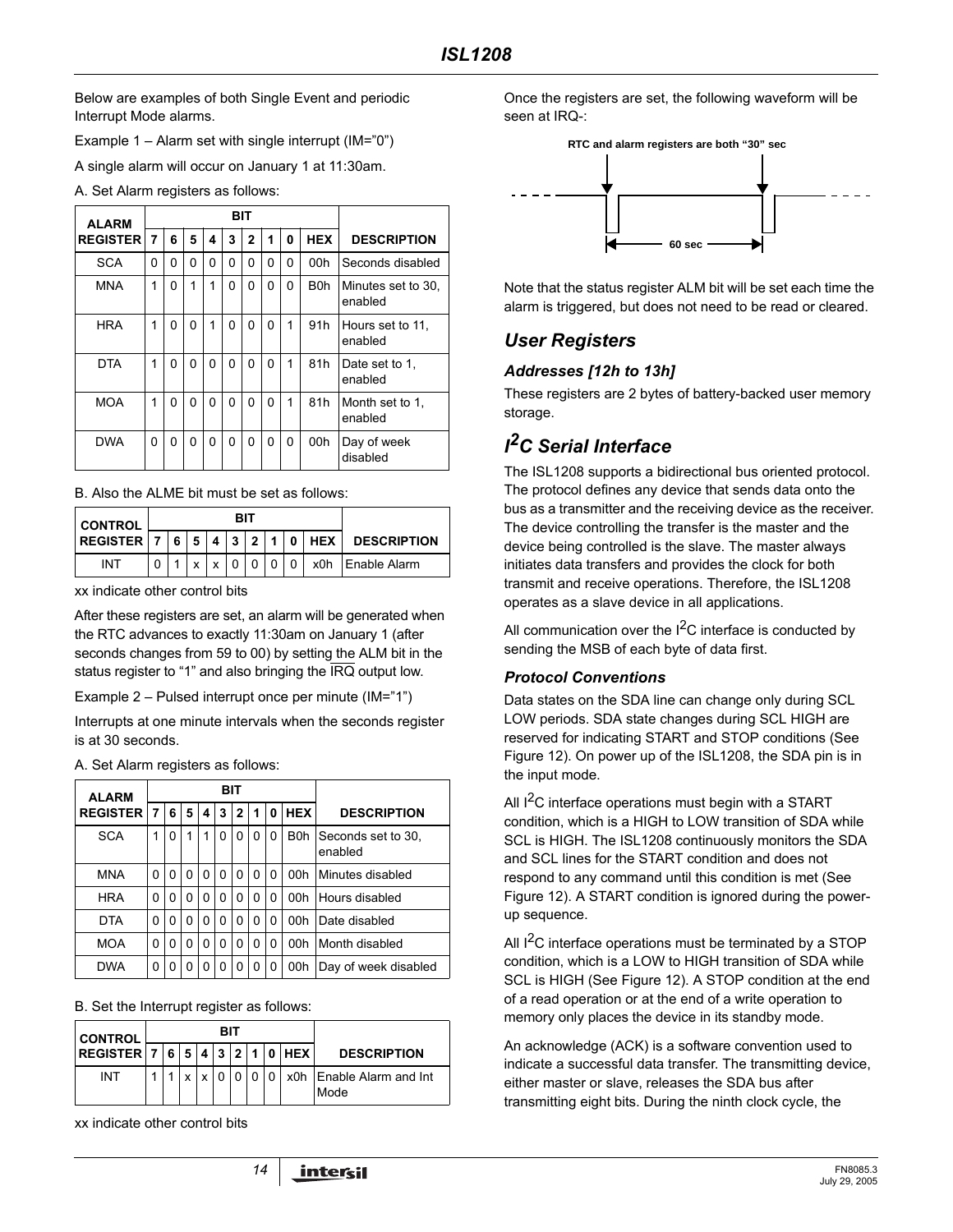Below are examples of both Single Event and periodic Interrupt Mode alarms.

Example 1 – Alarm set with single interrupt (IM="0")

A single alarm will occur on January 1 at 11:30am.

A. Set Alarm registers as follows:

| ALARM REGISTER | BIT 7 | 6 | 5 | 4 | 3 | 2 | 1 | 0 | HEX | DESCRIPTION |
|---|---|---|---|---|---|---|---|---|---|---|
| SCA | 0 | 0 | 0 | 0 | 0 | 0 | 0 | 0 | 00h | Seconds disabled |
| MNA | 1 | 0 | 1 | 1 | 0 | 0 | 0 | 0 | B0h | Minutes set to 30, enabled |
| HRA | 1 | 0 | 0 | 1 | 0 | 0 | 0 | 1 | 91h | Hours set to 11, enabled |
| DTA | 1 | 0 | 0 | 0 | 0 | 0 | 0 | 1 | 81h | Date set to 1, enabled |
| MOA | 1 | 0 | 0 | 0 | 0 | 0 | 0 | 1 | 81h | Month set to 1, enabled |
| DWA | 0 | 0 | 0 | 0 | 0 | 0 | 0 | 0 | 00h | Day of week disabled |

B. Also the ALME bit must be set as follows:

| CONTROL REGISTER | BIT 7 | 6 | 5 | 4 | 3 | 2 | 1 | 0 | HEX | DESCRIPTION |
|---|---|---|---|---|---|---|---|---|---|---|
| INT | 0 | 1 | x | x | 0 | 0 | 0 | 0 | x0h | Enable Alarm |

xx indicate other control bits

After these registers are set, an alarm will be generated when the RTC advances to exactly 11:30am on January 1 (after seconds changes from 59 to 00) by setting the ALM bit in the status register to "1" and also bringing the $\overline{IRQ}$ output low.

Example 2 – Pulsed interrupt once per minute (IM="1")

Interrupts at one minute intervals when the seconds register is at 30 seconds.

A. Set Alarm registers as follows:

| ALARM REGISTER | BIT 7 | 6 | 5 | 4 | 3 | 2 | 1 | 0 | HEX | DESCRIPTION |
|---|---|---|---|---|---|---|---|---|---|---|
| SCA | 1 | 0 | 1 | 1 | 0 | 0 | 0 | 0 | B0h | Seconds set to 30, enabled |
| MNA | 0 | 0 | 0 | 0 | 0 | 0 | 0 | 0 | 00h | Minutes disabled |
| HRA | 0 | 0 | 0 | 0 | 0 | 0 | 0 | 0 | 00h | Hours disabled |
| DTA | 0 | 0 | 0 | 0 | 0 | 0 | 0 | 0 | 00h | Date disabled |
| MOA | 0 | 0 | 0 | 0 | 0 | 0 | 0 | 0 | 00h | Month disabled |
| DWA | 0 | 0 | 0 | 0 | 0 | 0 | 0 | 0 | 00h | Day of week disabled |

B. Set the Interrupt register as follows:

| CONTROL REGISTER | BIT 7 | 6 | 5 | 4 | 3 | 2 | 1 | 0 | HEX | DESCRIPTION |
|---|---|---|---|---|---|---|---|---|---|---|
| INT | 1 | 1 | x | x | 0 | 0 | 0 | 0 | x0h | Enable Alarm and Int Mode |

xx indicate other control bits

Once the registers are set, the following waveform will be seen at IRQ-:

RTC and alarm registers are both "30" sec

60 sec

Note that the status register ALM bit will be set each time the alarm is triggered, but does not need to be read or cleared.

## User Registers

### Addresses [12h to 13h]

These registers are 2 bytes of battery-backed user memory storage.

## I²C Serial Interface

The ISL1208 supports a bidirectional bus oriented protocol. The protocol defines any device that sends data onto the bus as a transmitter and the receiving device as the receiver. The device controlling the transfer is the master and the device being controlled is the slave. The master always initiates data transfers and provides the clock for both transmit and receive operations. Therefore, the ISL1208 operates as a slave device in all applications.

All communication over the I²C interface is conducted by sending the MSB of each byte of data first.

### Protocol Conventions

Data states on the SDA line can change only during SCL LOW periods. SDA state changes during SCL HIGH are reserved for indicating START and STOP conditions (See Figure 12). On power up of the ISL1208, the SDA pin is in the input mode.

All I²C interface operations must begin with a START condition, which is a HIGH to LOW transition of SDA while SCL is HIGH. The ISL1208 continuously monitors the SDA and SCL lines for the START condition and does not respond to any command until this condition is met (See Figure 12). A START condition is ignored during the power-up sequence.

All I²C interface operations must be terminated by a STOP condition, which is a LOW to HIGH transition of SDA while SCL is HIGH (See Figure 12). A STOP condition at the end of a read operation or at the end of a write operation to memory only places the device in its standby mode.

An acknowledge (ACK) is a software convention used to indicate a successful data transfer. The transmitting device, either master or slave, releases the SDA bus after transmitting eight bits. During the ninth clock cycle, the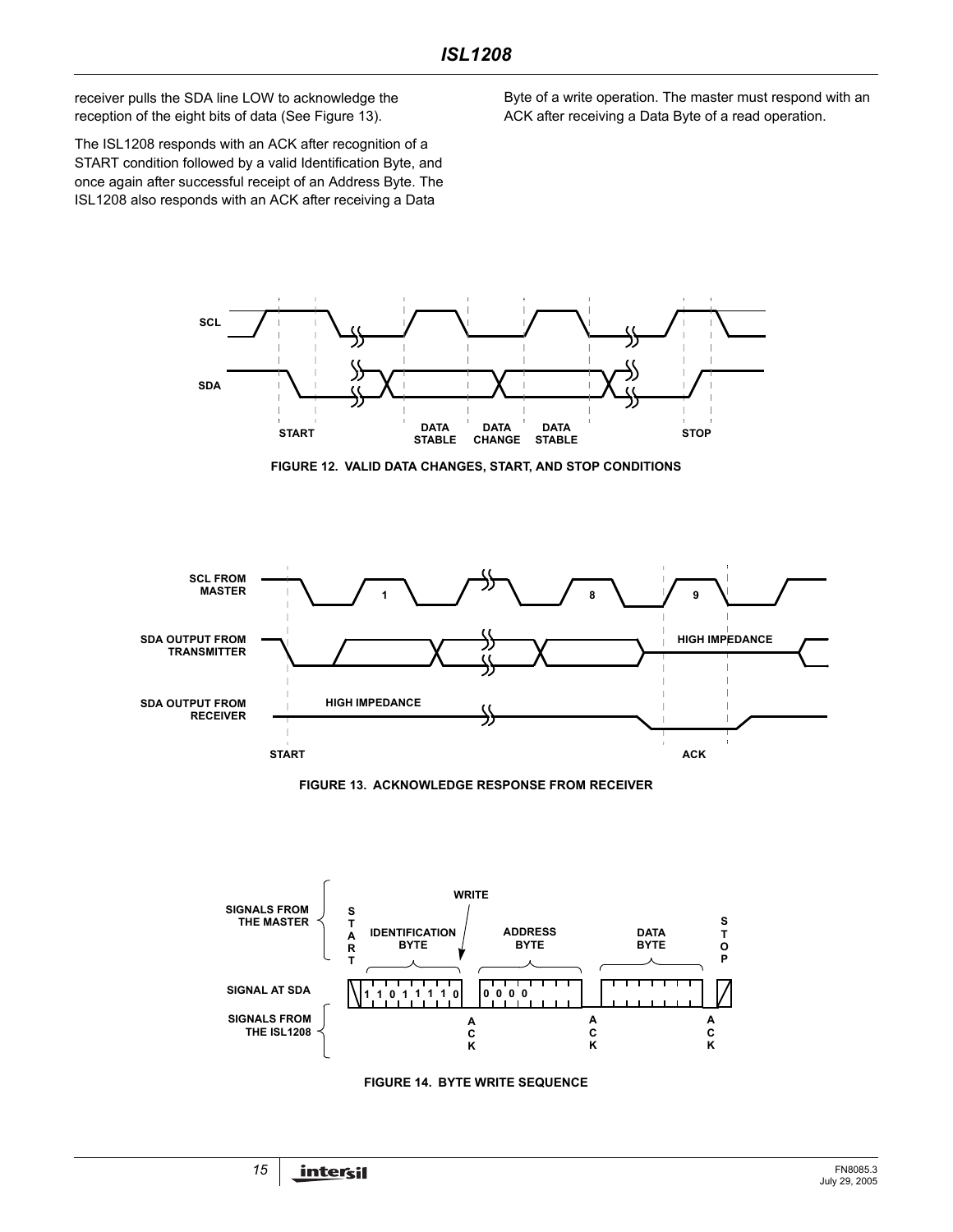receiver pulls the SDA line LOW to acknowledge the reception of the eight bits of data (See Figure 13).

The ISL1208 responds with an ACK after recognition of a START condition followed by a valid Identification Byte, and once again after successful receipt of an Address Byte. The ISL1208 also responds with an ACK after receiving a Data Byte of a write operation. The master must respond with an ACK after receiving a Data Byte of a read operation.

FIGURE 12. VALID DATA CHANGES, START, AND STOP CONDITIONS

FIGURE 13. ACKNOWLEDGE RESPONSE FROM RECEIVER

FIGURE 14. BYTE WRITE SEQUENCE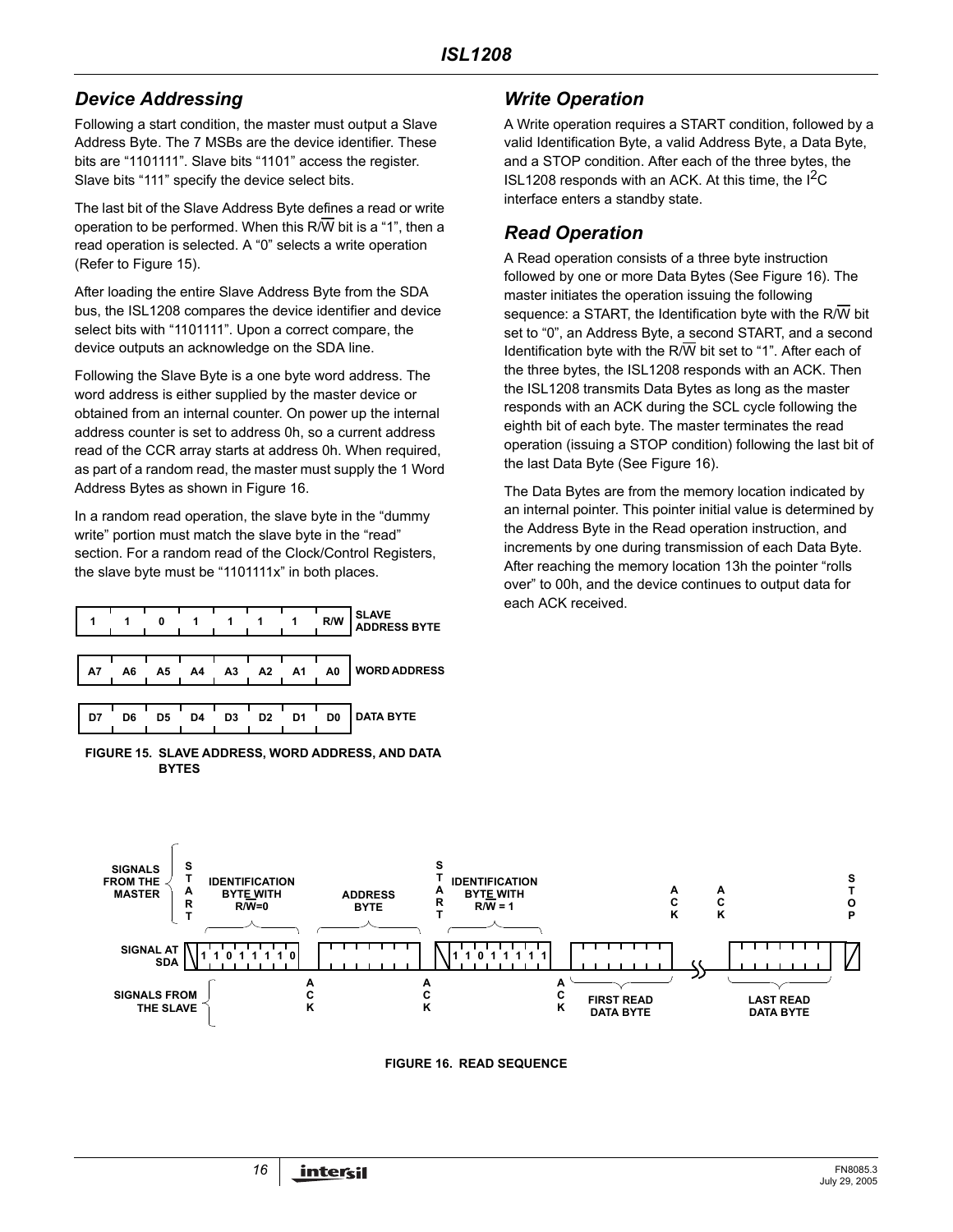## Device Addressing

Following a start condition, the master must output a Slave Address Byte. The 7 MSBs are the device identifier. These bits are “1101111”. Slave bits “1101” access the register. Slave bits “111” specify the device select bits.

The last bit of the Slave Address Byte defines a read or write operation to be performed. When this R/$\overline{W}$ bit is a “1”, then a read operation is selected. A “0” selects a write operation (Refer to Figure 15).

After loading the entire Slave Address Byte from the SDA bus, the ISL1208 compares the device identifier and device select bits with “1101111”. Upon a correct compare, the device outputs an acknowledge on the SDA line.

Following the Slave Byte is a one byte word address. The word address is either supplied by the master device or obtained from an internal counter. On power up the internal address counter is set to address 0h, so a current address read of the CCR array starts at address 0h. When required, as part of a random read, the master must supply the 1 Word Address Bytes as shown in Figure 16.

In a random read operation, the slave byte in the “dummy write” portion must match the slave byte in the “read” section. For a random read of the Clock/Control Registers, the slave byte must be “1101111x” in both places.

| 1 | 1 | 0 | 1 | 1 | 1 | 1 | R/W | SLAVE ADDRESS BYTE |
|---|---|---|---|---|---|---|---|---|
| A7 | A6 | A5 | A4 | A3 | A2 | A1 | A0 | WORD ADDRESS |
| D7 | D6 | D5 | D4 | D3 | D2 | D1 | D0 | DATA BYTE |

FIGURE 15. SLAVE ADDRESS, WORD ADDRESS, AND DATA BYTES

## Write Operation

A Write operation requires a START condition, followed by a valid Identification Byte, a valid Address Byte, a Data Byte, and a STOP condition. After each of the three bytes, the ISL1208 responds with an ACK. At this time, the $I^2C$ interface enters a standby state.

## Read Operation

A Read operation consists of a three byte instruction followed by one or more Data Bytes (See Figure 16). The master initiates the operation issuing the following sequence: a START, the Identification byte with the R/$\overline{W}$ bit set to “0”, an Address Byte, a second START, and a second Identification byte with the R/$\overline{W}$ bit set to “1”. After each of the three bytes, the ISL1208 responds with an ACK. Then the ISL1208 transmits Data Bytes as long as the master responds with an ACK during the SCL cycle following the eighth bit of each byte. The master terminates the read operation (issuing a STOP condition) following the last bit of the last Data Byte (See Figure 16).

The Data Bytes are from the memory location indicated by an internal pointer. This pointer initial value is determined by the Address Byte in the Read operation instruction, and increments by one during transmission of each Data Byte. After reaching the memory location 13h the pointer “rolls over” to 00h, and the device continues to output data for each ACK received.

SIGNALS FROM THE MASTER: START, IDENTIFICATION BYTE WITH R/$\overline{W}$=0, ADDRESS BYTE, START, IDENTIFICATION BYTE WITH R/$\overline{W}$ = 1, ACK, ACK, STOP

SIGNAL AT SDA: 1 1 0 1 1 1 1 0 ... 1 1 0 1 1 1 1 1

SIGNALS FROM THE SLAVE: ACK, ACK, ACK, FIRST READ DATA BYTE, LAST READ DATA BYTE

FIGURE 16. READ SEQUENCE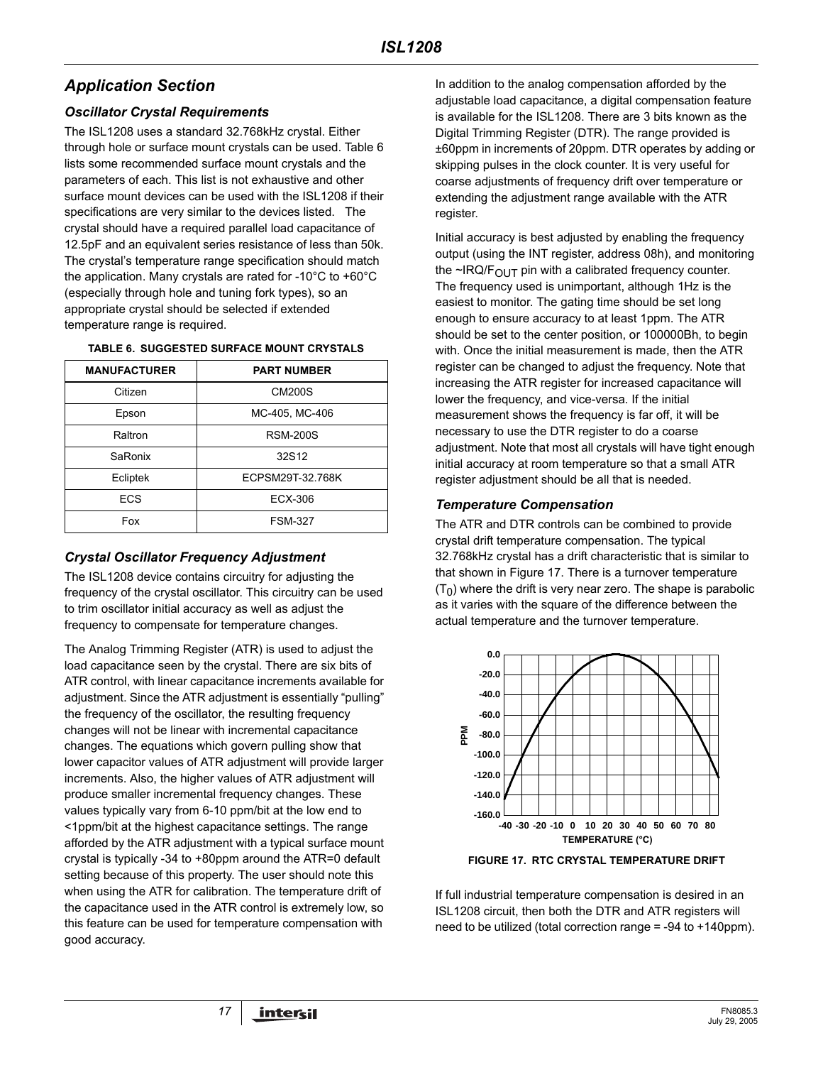## Application Section

### Oscillator Crystal Requirements

The ISL1208 uses a standard 32.768kHz crystal. Either through hole or surface mount crystals can be used. Table 6 lists some recommended surface mount crystals and the parameters of each. This list is not exhaustive and other surface mount devices can be used with the ISL1208 if their specifications are very similar to the devices listed. The crystal should have a required parallel load capacitance of 12.5pF and an equivalent series resistance of less than 50k. The crystal's temperature range specification should match the application. Many crystals are rated for -10°C to +60°C (especially through hole and tuning fork types), so an appropriate crystal should be selected if extended temperature range is required.

**TABLE 6. SUGGESTED SURFACE MOUNT CRYSTALS**

| MANUFACTURER | PART NUMBER |
|---|---|
| Citizen | CM200S |
| Epson | MC-405, MC-406 |
| Raltron | RSM-200S |
| SaRonix | 32S12 |
| Ecliptek | ECPSM29T-32.768K |
| ECS | ECX-306 |
| Fox | FSM-327 |

### Crystal Oscillator Frequency Adjustment

The ISL1208 device contains circuitry for adjusting the frequency of the crystal oscillator. This circuitry can be used to trim oscillator initial accuracy as well as adjust the frequency to compensate for temperature changes.

The Analog Trimming Register (ATR) is used to adjust the load capacitance seen by the crystal. There are six bits of ATR control, with linear capacitance increments available for adjustment. Since the ATR adjustment is essentially "pulling" the frequency of the oscillator, the resulting frequency changes will not be linear with incremental capacitance changes. The equations which govern pulling show that lower capacitor values of ATR adjustment will provide larger increments. Also, the higher values of ATR adjustment will produce smaller incremental frequency changes. These values typically vary from 6-10 ppm/bit at the low end to <1ppm/bit at the highest capacitance settings. The range afforded by the ATR adjustment with a typical surface mount crystal is typically -34 to +80ppm around the ATR=0 default setting because of this property. The user should note this when using the ATR for calibration. The temperature drift of the capacitance used in the ATR control is extremely low, so this feature can be used for temperature compensation with good accuracy.

In addition to the analog compensation afforded by the adjustable load capacitance, a digital compensation feature is available for the ISL1208. There are 3 bits known as the Digital Trimming Register (DTR). The range provided is ±60ppm in increments of 20ppm. DTR operates by adding or skipping pulses in the clock counter. It is very useful for coarse adjustments of frequency drift over temperature or extending the adjustment range available with the ATR register.

Initial accuracy is best adjusted by enabling the frequency output (using the INT register, address 08h), and monitoring the ~IRQ/$F_{OUT}$ pin with a calibrated frequency counter. The frequency used is unimportant, although 1Hz is the easiest to monitor. The gating time should be set long enough to ensure accuracy to at least 1ppm. The ATR should be set to the center position, or 100000Bh, to begin with. Once the initial measurement is made, then the ATR register can be changed to adjust the frequency. Note that increasing the ATR register for increased capacitance will lower the frequency, and vice-versa. If the initial measurement shows the frequency is far off, it will be necessary to use the DTR register to do a coarse adjustment. Note that most all crystals will have tight enough initial accuracy at room temperature so that a small ATR register adjustment should be all that is needed.

### Temperature Compensation

The ATR and DTR controls can be combined to provide crystal drift temperature compensation. The typical 32.768kHz crystal has a drift characteristic that is similar to that shown in Figure 17. There is a turnover temperature ($T_0$) where the drift is very near zero. The shape is parabolic as it varies with the square of the difference between the actual temperature and the turnover temperature.

FIGURE 17. RTC CRYSTAL TEMPERATURE DRIFT

If full industrial temperature compensation is desired in an ISL1208 circuit, then both the DTR and ATR registers will need to be utilized (total correction range = -94 to +140ppm).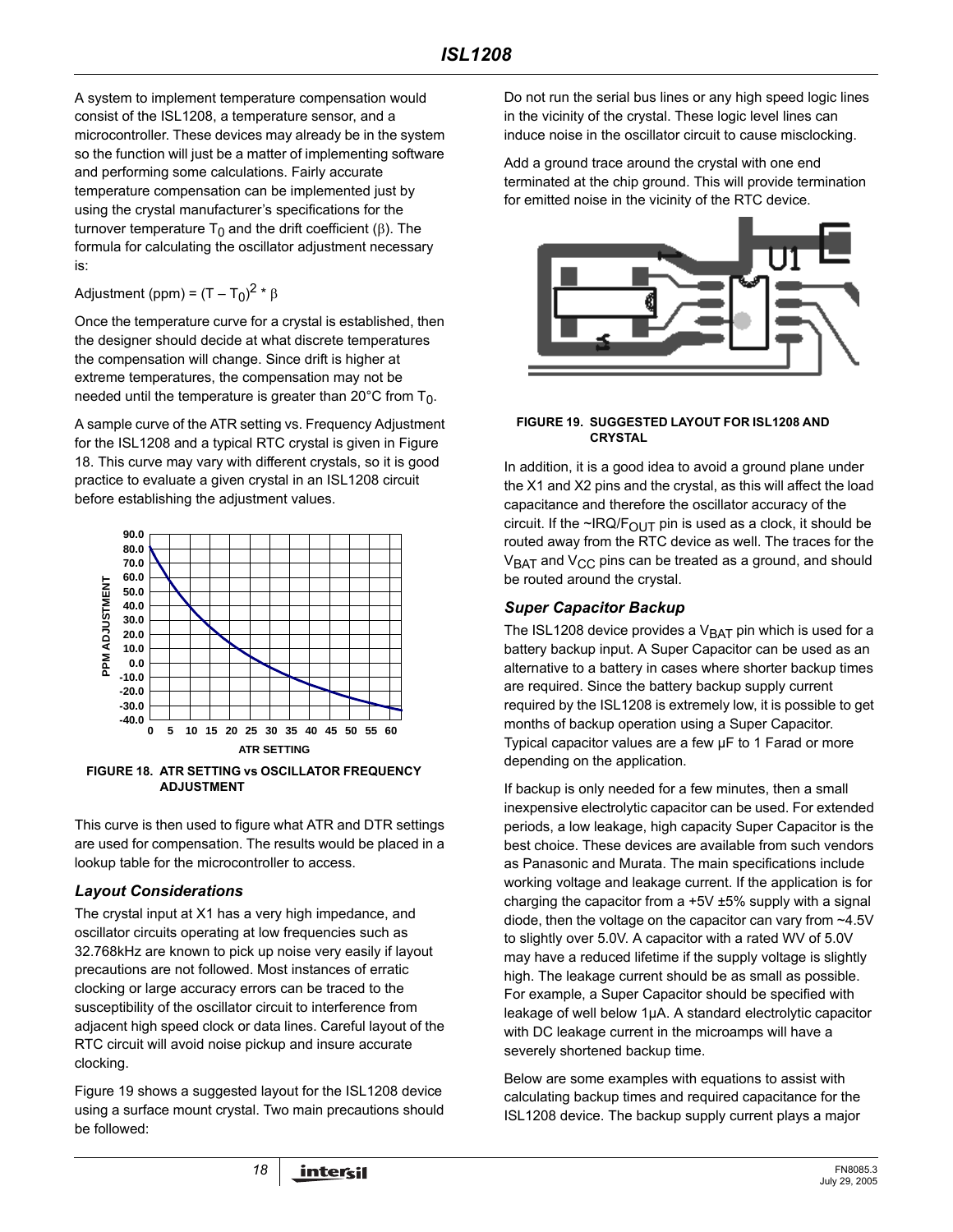A system to implement temperature compensation would consist of the ISL1208, a temperature sensor, and a microcontroller. These devices may already be in the system so the function will just be a matter of implementing software and performing some calculations. Fairly accurate temperature compensation can be implemented just by using the crystal manufacturer's specifications for the turnover temperature $T_0$ and the drift coefficient ($\beta$). The formula for calculating the oscillator adjustment necessary is:

$$\text{Adjustment (ppm)} = (T - T_0)^2 * \beta$$

Once the temperature curve for a crystal is established, then the designer should decide at what discrete temperatures the compensation will change. Since drift is higher at extreme temperatures, the compensation may not be needed until the temperature is greater than 20°C from $T_0$.

A sample curve of the ATR setting vs. Frequency Adjustment for the ISL1208 and a typical RTC crystal is given in Figure 18. This curve may vary with different crystals, so it is good practice to evaluate a given crystal in an ISL1208 circuit before establishing the adjustment values.

FIGURE 18. ATR SETTING vs OSCILLATOR FREQUENCY ADJUSTMENT

This curve is then used to figure what ATR and DTR settings are used for compensation. The results would be placed in a lookup table for the microcontroller to access.

### *Layout Considerations*

The crystal input at X1 has a very high impedance, and oscillator circuits operating at low frequencies such as 32.768kHz are known to pick up noise very easily if layout precautions are not followed. Most instances of erratic clocking or large accuracy errors can be traced to the susceptibility of the oscillator circuit to interference from adjacent high speed clock or data lines. Careful layout of the RTC circuit will avoid noise pickup and insure accurate clocking.

Figure 19 shows a suggested layout for the ISL1208 device using a surface mount crystal. Two main precautions should be followed:

Do not run the serial bus lines or any high speed logic lines in the vicinity of the crystal. These logic level lines can induce noise in the oscillator circuit to cause misclocking.

Add a ground trace around the crystal with one end terminated at the chip ground. This will provide termination for emitted noise in the vicinity of the RTC device.

FIGURE 19. SUGGESTED LAYOUT FOR ISL1208 AND CRYSTAL

In addition, it is a good idea to avoid a ground plane under the X1 and X2 pins and the crystal, as this will affect the load capacitance and therefore the oscillator accuracy of the circuit. If the ~IRQ/$F_{OUT}$ pin is used as a clock, it should be routed away from the RTC device as well. The traces for the $V_{BAT}$ and $V_{CC}$ pins can be treated as a ground, and should be routed around the crystal.

### *Super Capacitor Backup*

The ISL1208 device provides a $V_{BAT}$ pin which is used for a battery backup input. A Super Capacitor can be used as an alternative to a battery in cases where shorter backup times are required. Since the battery backup supply current required by the ISL1208 is extremely low, it is possible to get months of backup operation using a Super Capacitor. Typical capacitor values are a few µF to 1 Farad or more depending on the application.

If backup is only needed for a few minutes, then a small inexpensive electrolytic capacitor can be used. For extended periods, a low leakage, high capacity Super Capacitor is the best choice. These devices are available from such vendors as Panasonic and Murata. The main specifications include working voltage and leakage current. If the application is for charging the capacitor from a +5V ±5% supply with a signal diode, then the voltage on the capacitor can vary from ~4.5V to slightly over 5.0V. A capacitor with a rated WV of 5.0V may have a reduced lifetime if the supply voltage is slightly high. The leakage current should be as small as possible. For example, a Super Capacitor should be specified with leakage of well below 1µA. A standard electrolytic capacitor with DC leakage current in the microamps will have a severely shortened backup time.

Below are some examples with equations to assist with calculating backup times and required capacitance for the ISL1208 device. The backup supply current plays a major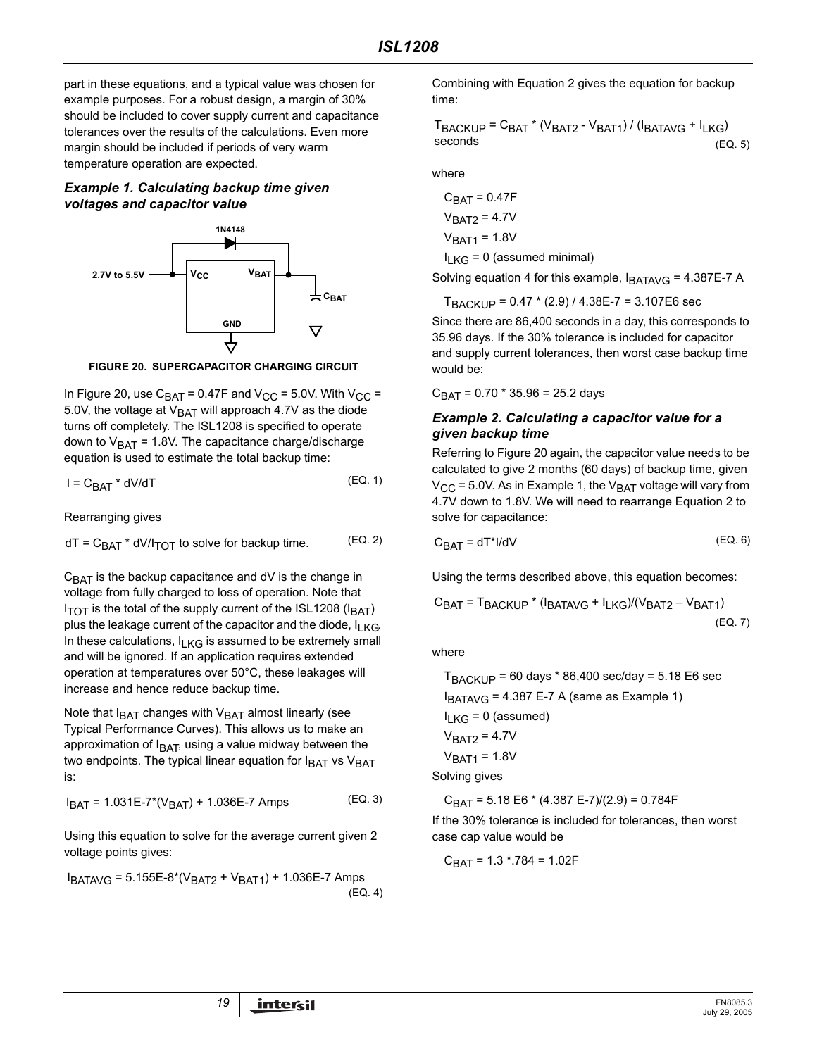part in these equations, and a typical value was chosen for example purposes. For a robust design, a margin of 30% should be included to cover supply current and capacitance tolerances over the results of the calculations. Even more margin should be included if periods of very warm temperature operation are expected.

### *Example 1. Calculating backup time given voltages and capacitor value*

**FIGURE 20. SUPERCAPACITOR CHARGING CIRCUIT**

In Figure 20, use $C_{BAT}$ = 0.47F and $V_{CC}$ = 5.0V. With $V_{CC}$ = 5.0V, the voltage at $V_{BAT}$ will approach 4.7V as the diode turns off completely. The ISL1208 is specified to operate down to $V_{BAT}$ = 1.8V. The capacitance charge/discharge equation is used to estimate the total backup time:

$$I = C_{BAT} * dV/dT \qquad \text{(EQ. 1)}$$

Rearranging gives

$$dT = C_{BAT} * dV/I_{TOT} \text{ to solve for backup time.} \qquad \text{(EQ. 2)}$$

$C_{BAT}$ is the backup capacitance and dV is the change in voltage from fully charged to loss of operation. Note that $I_{TOT}$ is the total of the supply current of the ISL1208 ($I_{BAT}$) plus the leakage current of the capacitor and the diode, $I_{LKG}$. In these calculations, $I_{LKG}$ is assumed to be extremely small and will be ignored. If an application requires extended operation at temperatures over 50°C, these leakages will increase and hence reduce backup time.

Note that $I_{BAT}$ changes with $V_{BAT}$ almost linearly (see Typical Performance Curves). This allows us to make an approximation of $I_{BAT}$, using a value midway between the two endpoints. The typical linear equation for $I_{BAT}$ vs $V_{BAT}$ is:

$$I_{BAT} = 1.031E\text{-}7*(V_{BAT}) + 1.036E\text{-}7 \text{ Amps} \qquad \text{(EQ. 3)}$$

Using this equation to solve for the average current given 2 voltage points gives:

$$I_{BATAVG} = 5.155E\text{-}8*(V_{BAT2} + V_{BAT1}) + 1.036E\text{-}7 \text{ Amps} \qquad \text{(EQ. 4)}$$

Combining with Equation 2 gives the equation for backup time:

$$T_{BACKUP} = C_{BAT} * (V_{BAT2} - V_{BAT1}) / (I_{BATAVG} + I_{LKG}) \text{ seconds} \qquad \text{(EQ. 5)}$$

where

$C_{BAT}$ = 0.47F

$V_{BAT2}$ = 4.7V

$V_{BAT1}$ = 1.8V

$I_{LKG}$ = 0 (assumed minimal)

Solving equation 4 for this example, $I_{BATAVG}$ = 4.387E-7 A

$T_{BACKUP}$ = 0.47 * (2.9) / 4.38E-7 = 3.107E6 sec

Since there are 86,400 seconds in a day, this corresponds to 35.96 days. If the 30% tolerance is included for capacitor and supply current tolerances, then worst case backup time would be:

$C_{BAT}$ = 0.70 * 35.96 = 25.2 days

### *Example 2. Calculating a capacitor value for a given backup time*

Referring to Figure 20 again, the capacitor value needs to be calculated to give 2 months (60 days) of backup time, given $V_{CC}$ = 5.0V. As in Example 1, the $V_{BAT}$ voltage will vary from 4.7V down to 1.8V. We will need to rearrange Equation 2 to solve for capacitance:

$$C_{BAT} = dT*I/dV \qquad \text{(EQ. 6)}$$

Using the terms described above, this equation becomes:

$$C_{BAT} = T_{BACKUP} * (I_{BATAVG} + I_{LKG})/(V_{BAT2} - V_{BAT1}) \qquad \text{(EQ. 7)}$$

where

$T_{BACKUP}$ = 60 days * 86,400 sec/day = 5.18 E6 sec

$I_{BATAVG}$ = 4.387 E-7 A (same as Example 1)

$I_{LKG}$ = 0 (assumed)

$V_{BAT2}$ = 4.7V

$V_{BAT1}$ = 1.8V

Solving gives

$C_{BAT}$ = 5.18 E6 * (4.387 E-7)/(2.9) = 0.784F

If the 30% tolerance is included for tolerances, then worst case cap value would be

$C_{BAT}$ = 1.3 *.784 = 1.02F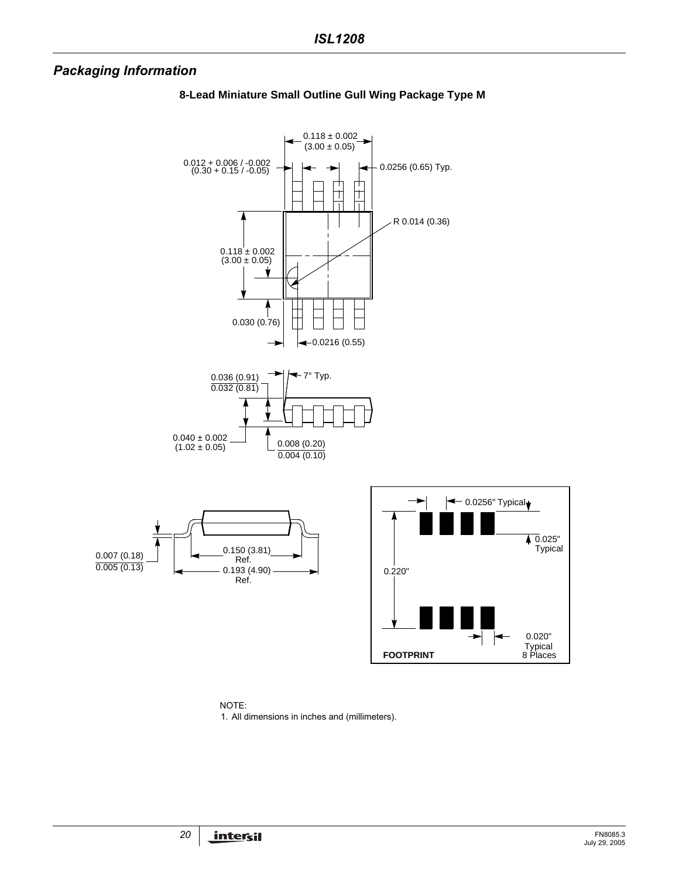## Packaging Information

**8-Lead Miniature Small Outline Gull Wing Package Type M**

0.118 ± 0.002
(3.00 ± 0.05)

0.012 + 0.006 / -0.002
(0.30 + 0.15 / -0.05)

0.0256 (0.65) Typ.

R 0.014 (0.36)

0.118 ± 0.002
(3.00 ± 0.05)

0.030 (0.76)

0.0216 (0.55)

0.036 (0.91)
0.032 (0.81)

7° Typ.

0.040 ± 0.002
(1.02 ± 0.05)

0.008 (0.20)
0.004 (0.10)

0.007 (0.18)
0.005 (0.13)

0.150 (3.81)
Ref.

0.193 (4.90)
Ref.

0.0256" Typical

0.025"
Typical

0.220"

0.020"
Typical
8 Places

**FOOTPRINT**

NOTE:

1. All dimensions in inches and (millimeters).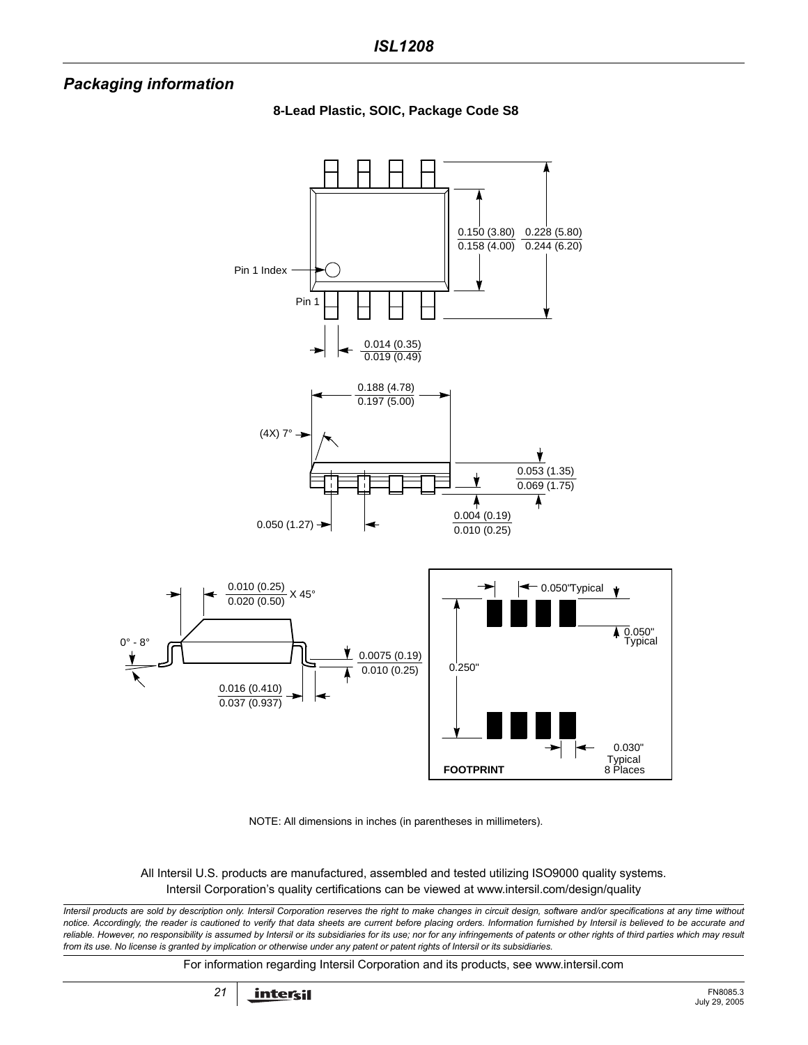## Packaging information

**8-Lead Plastic, SOIC, Package Code S8**

Pin 1 Index

Pin 1

0.150 (3.80)
0.158 (4.00)

0.228 (5.80)
0.244 (6.20)

0.014 (0.35)
0.019 (0.49)

0.188 (4.78)
0.197 (5.00)

(4X) 7°

0.053 (1.35)
0.069 (1.75)

0.050 (1.27)

0.004 (0.19)
0.010 (0.25)

0.010 (0.25)
0.020 (0.50) X 45°

0° - 8°

0.0075 (0.19)
0.010 (0.25)

0.016 (0.410)
0.037 (0.937)

0.050"Typical

0.050" Typical

0.250"

0.030" Typical 8 Places

**FOOTPRINT**

NOTE: All dimensions in inches (in parentheses in millimeters).

All Intersil U.S. products are manufactured, assembled and tested utilizing ISO9000 quality systems.
Intersil Corporation's quality certifications can be viewed at www.intersil.com/design/quality

*Intersil products are sold by description only. Intersil Corporation reserves the right to make changes in circuit design, software and/or specifications at any time without notice. Accordingly, the reader is cautioned to verify that data sheets are current before placing orders. Information furnished by Intersil is believed to be accurate and reliable. However, no responsibility is assumed by Intersil or its subsidiaries for its use; nor for any infringements of patents or other rights of third parties which may result from its use. No license is granted by implication or otherwise under any patent or patent rights of Intersil or its subsidiaries.*

For information regarding Intersil Corporation and its products, see www.intersil.com